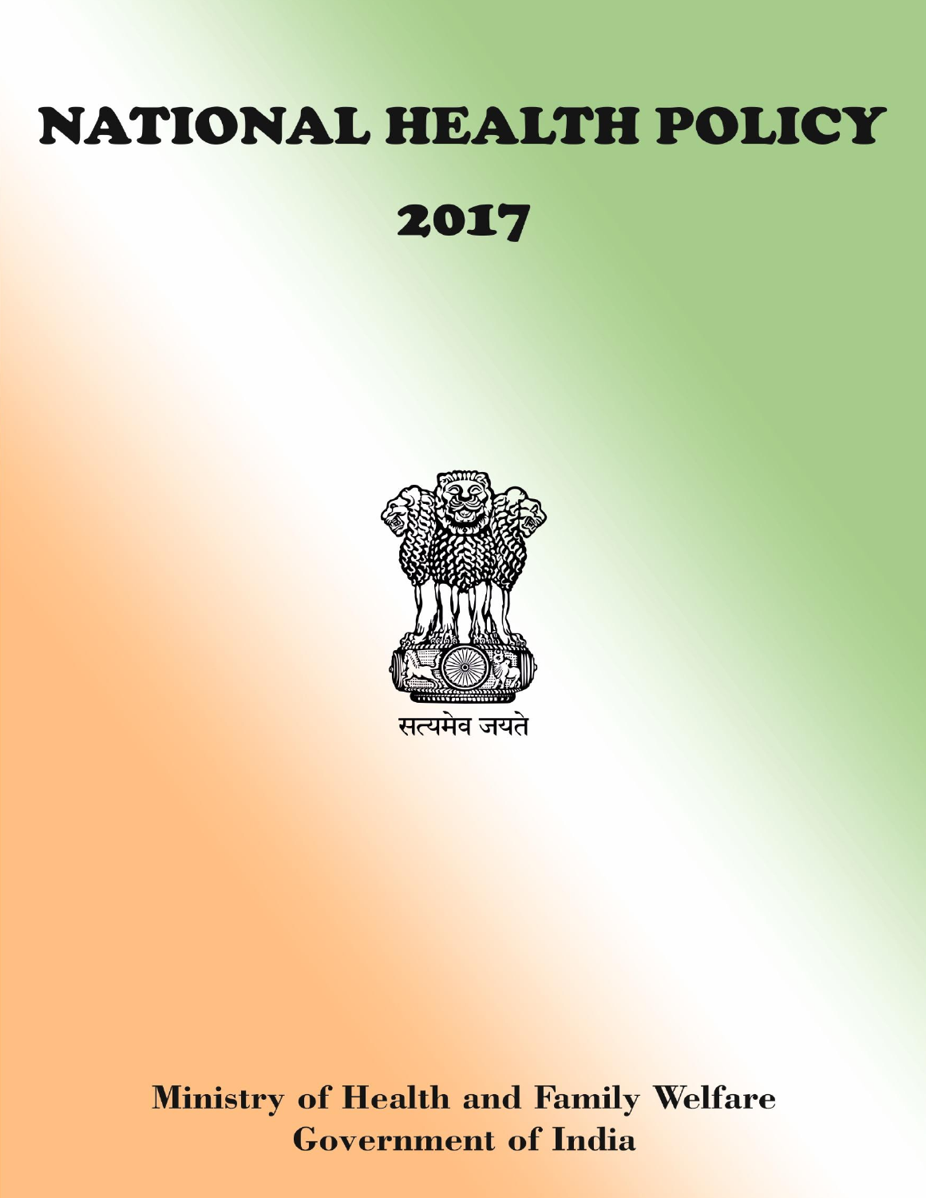# NATIONAL HEALTH POLICY

# 2017

सत्यमेव जयते

**Ministry of Health and Family Welfare**
**Government of India**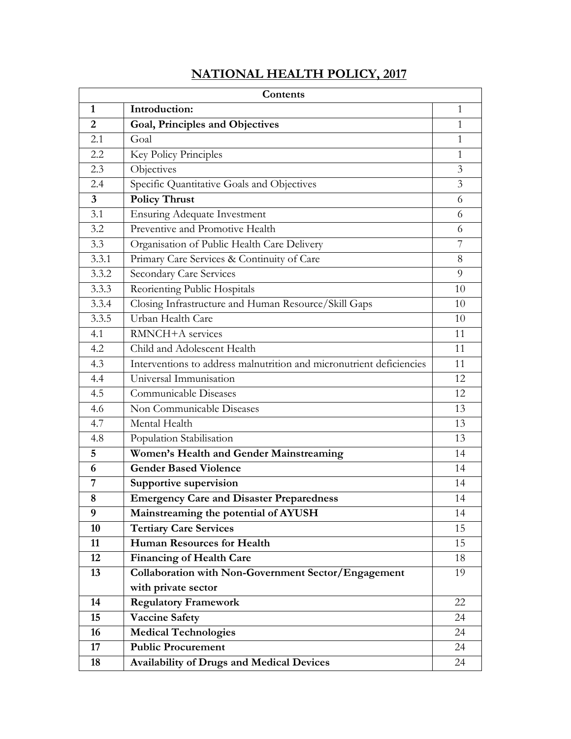# NATIONAL HEALTH POLICY, 2017

| Contents | | |
|---|---|---|
| **1** | **Introduction:** | 1 |
| **2** | **Goal, Principles and Objectives** | 1 |
| 2.1 | Goal | 1 |
| 2.2 | Key Policy Principles | 1 |
| 2.3 | Objectives | 3 |
| 2.4 | Specific Quantitative Goals and Objectives | 3 |
| **3** | **Policy Thrust** | 6 |
| 3.1 | Ensuring Adequate Investment | 6 |
| 3.2 | Preventive and Promotive Health | 6 |
| 3.3 | Organisation of Public Health Care Delivery | 7 |
| 3.3.1 | Primary Care Services & Continuity of Care | 8 |
| 3.3.2 | Secondary Care Services | 9 |
| 3.3.3 | Reorienting Public Hospitals | 10 |
| 3.3.4 | Closing Infrastructure and Human Resource/Skill Gaps | 10 |
| 3.3.5 | Urban Health Care | 10 |
| 4.1 | RMNCH+A services | 11 |
| 4.2 | Child and Adolescent Health | 11 |
| 4.3 | Interventions to address malnutrition and micronutrient deficiencies | 11 |
| 4.4 | Universal Immunisation | 12 |
| 4.5 | Communicable Diseases | 12 |
| 4.6 | Non Communicable Diseases | 13 |
| 4.7 | Mental Health | 13 |
| 4.8 | Population Stabilisation | 13 |
| **5** | **Women's Health and Gender Mainstreaming** | 14 |
| **6** | **Gender Based Violence** | 14 |
| **7** | **Supportive supervision** | 14 |
| **8** | **Emergency Care and Disaster Preparedness** | 14 |
| **9** | **Mainstreaming the potential of AYUSH** | 14 |
| **10** | **Tertiary Care Services** | 15 |
| **11** | **Human Resources for Health** | 15 |
| **12** | **Financing of Health Care** | 18 |
| **13** | **Collaboration with Non-Government Sector/Engagement with private sector** | 19 |
| **14** | **Regulatory Framework** | 22 |
| **15** | **Vaccine Safety** | 24 |
| **16** | **Medical Technologies** | 24 |
| **17** | **Public Procurement** | 24 |
| **18** | **Availability of Drugs and Medical Devices** | 24 |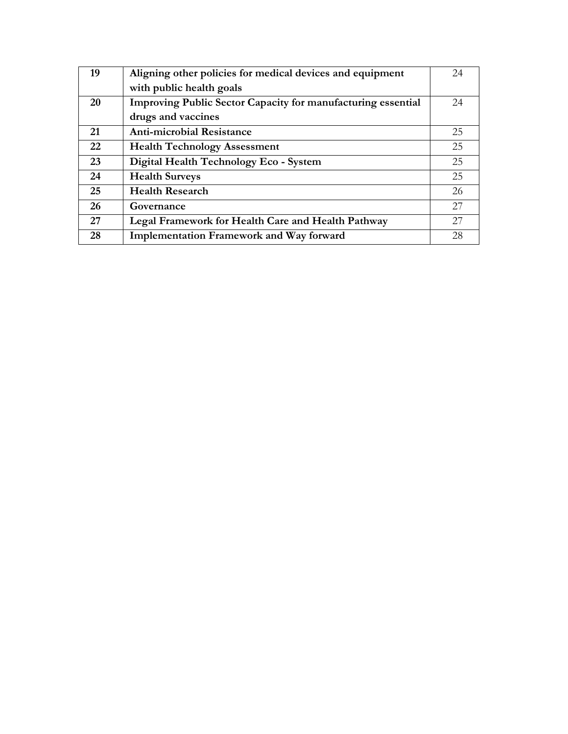| 19 | **Aligning other policies for medical devices and equipment with public health goals** | 24 |
|---|---|---|
| 20 | **Improving Public Sector Capacity for manufacturing essential drugs and vaccines** | 24 |
| 21 | **Anti-microbial Resistance** | 25 |
| 22 | **Health Technology Assessment** | 25 |
| 23 | **Digital Health Technology Eco - System** | 25 |
| 24 | **Health Surveys** | 25 |
| 25 | **Health Research** | 26 |
| 26 | **Governance** | 27 |
| 27 | **Legal Framework for Health Care and Health Pathway** | 27 |
| 28 | **Implementation Framework and Way forward** | 28 |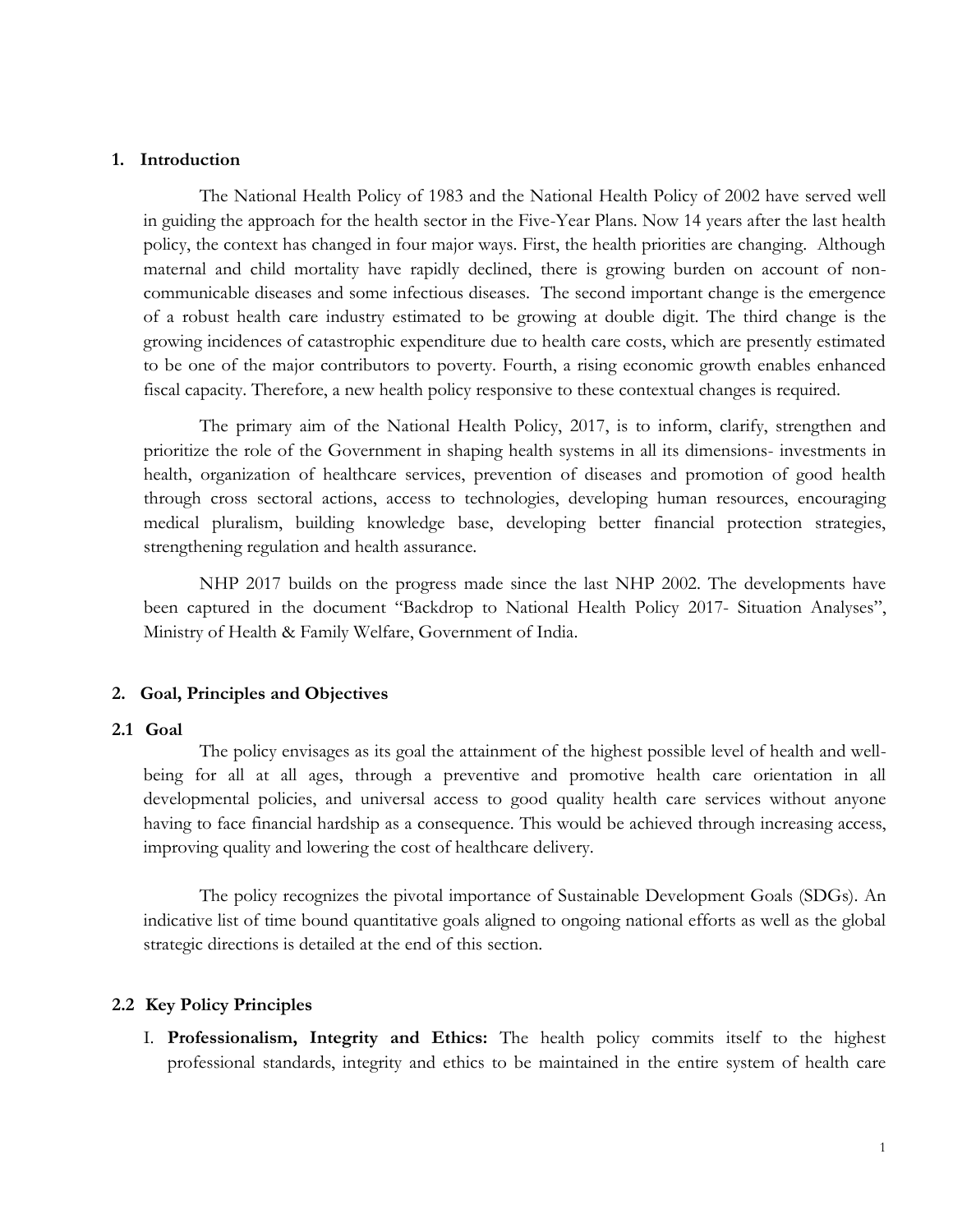## 1. Introduction

The National Health Policy of 1983 and the National Health Policy of 2002 have served well in guiding the approach for the health sector in the Five-Year Plans. Now 14 years after the last health policy, the context has changed in four major ways. First, the health priorities are changing. Although maternal and child mortality have rapidly declined, there is growing burden on account of non-communicable diseases and some infectious diseases. The second important change is the emergence of a robust health care industry estimated to be growing at double digit. The third change is the growing incidences of catastrophic expenditure due to health care costs, which are presently estimated to be one of the major contributors to poverty. Fourth, a rising economic growth enables enhanced fiscal capacity. Therefore, a new health policy responsive to these contextual changes is required.

The primary aim of the National Health Policy, 2017, is to inform, clarify, strengthen and prioritize the role of the Government in shaping health systems in all its dimensions- investments in health, organization of healthcare services, prevention of diseases and promotion of good health through cross sectoral actions, access to technologies, developing human resources, encouraging medical pluralism, building knowledge base, developing better financial protection strategies, strengthening regulation and health assurance.

NHP 2017 builds on the progress made since the last NHP 2002. The developments have been captured in the document "Backdrop to National Health Policy 2017- Situation Analyses", Ministry of Health & Family Welfare, Government of India.

## 2. Goal, Principles and Objectives

### 2.1 Goal

The policy envisages as its goal the attainment of the highest possible level of health and well-being for all at all ages, through a preventive and promotive health care orientation in all developmental policies, and universal access to good quality health care services without anyone having to face financial hardship as a consequence. This would be achieved through increasing access, improving quality and lowering the cost of healthcare delivery.

The policy recognizes the pivotal importance of Sustainable Development Goals (SDGs). An indicative list of time bound quantitative goals aligned to ongoing national efforts as well as the global strategic directions is detailed at the end of this section.

### 2.2 Key Policy Principles

I. **Professionalism, Integrity and Ethics:** The health policy commits itself to the highest professional standards, integrity and ethics to be maintained in the entire system of health care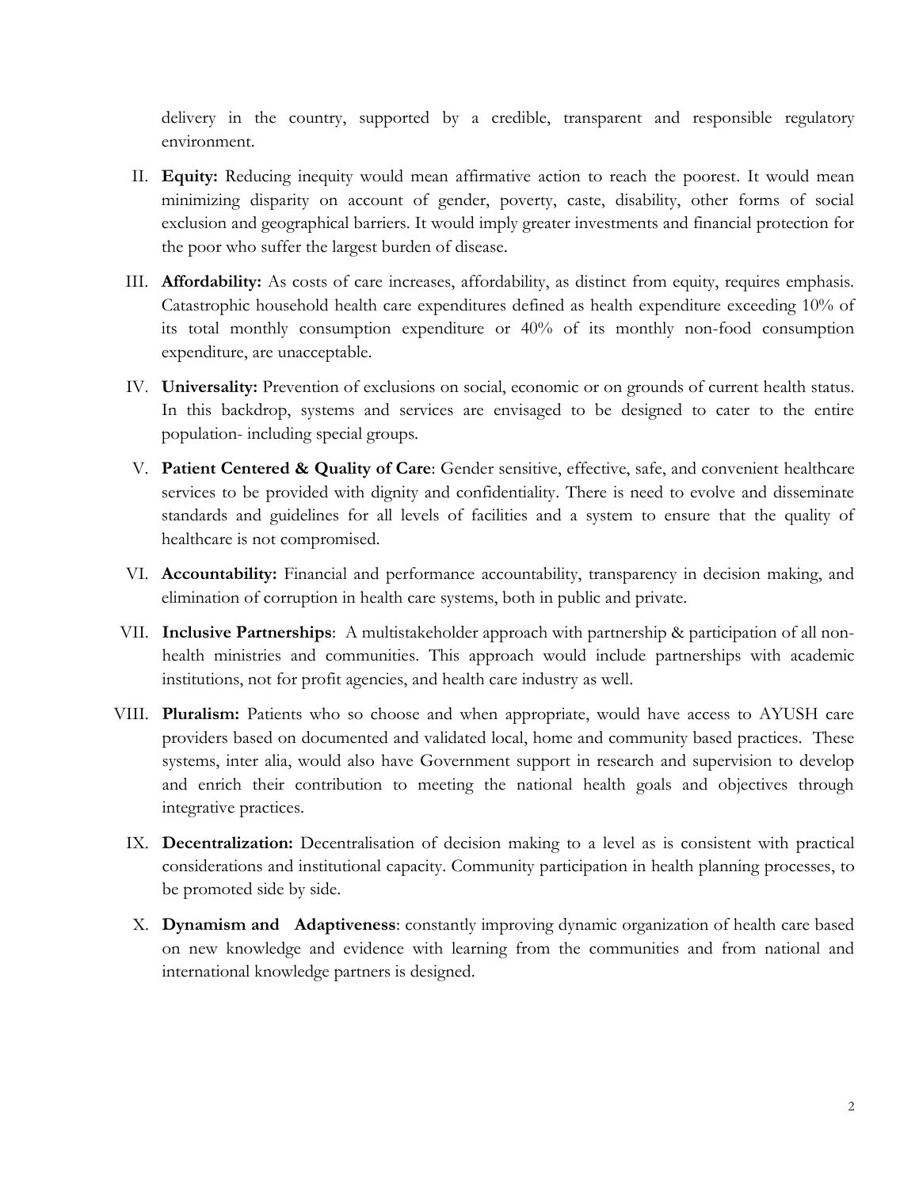delivery in the country, supported by a credible, transparent and responsible regulatory environment.

II. **Equity:** Reducing inequity would mean affirmative action to reach the poorest. It would mean minimizing disparity on account of gender, poverty, caste, disability, other forms of social exclusion and geographical barriers. It would imply greater investments and financial protection for the poor who suffer the largest burden of disease.

III. **Affordability:** As costs of care increases, affordability, as distinct from equity, requires emphasis. Catastrophic household health care expenditures defined as health expenditure exceeding 10% of its total monthly consumption expenditure or 40% of its monthly non-food consumption expenditure, are unacceptable.

IV. **Universality:** Prevention of exclusions on social, economic or on grounds of current health status. In this backdrop, systems and services are envisaged to be designed to cater to the entire population- including special groups.

V. **Patient Centered & Quality of Care**: Gender sensitive, effective, safe, and convenient healthcare services to be provided with dignity and confidentiality. There is need to evolve and disseminate standards and guidelines for all levels of facilities and a system to ensure that the quality of healthcare is not compromised.

VI. **Accountability:** Financial and performance accountability, transparency in decision making, and elimination of corruption in health care systems, both in public and private.

VII. **Inclusive Partnerships**: A multistakeholder approach with partnership & participation of all non-health ministries and communities. This approach would include partnerships with academic institutions, not for profit agencies, and health care industry as well.

VIII. **Pluralism:** Patients who so choose and when appropriate, would have access to AYUSH care providers based on documented and validated local, home and community based practices. These systems, inter alia, would also have Government support in research and supervision to develop and enrich their contribution to meeting the national health goals and objectives through integrative practices.

IX. **Decentralization:** Decentralisation of decision making to a level as is consistent with practical considerations and institutional capacity. Community participation in health planning processes, to be promoted side by side.

X. **Dynamism and Adaptiveness**: constantly improving dynamic organization of health care based on new knowledge and evidence with learning from the communities and from national and international knowledge partners is designed.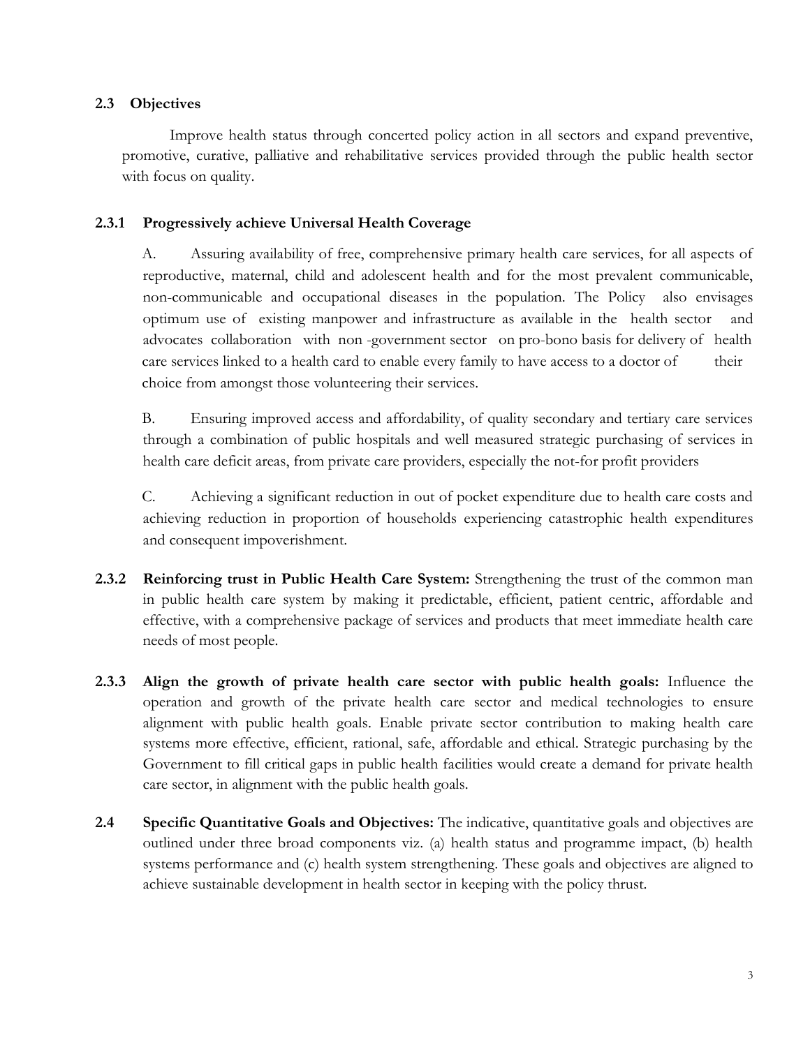### 2.3 Objectives

Improve health status through concerted policy action in all sectors and expand preventive, promotive, curative, palliative and rehabilitative services provided through the public health sector with focus on quality.

#### 2.3.1 Progressively achieve Universal Health Coverage

A. Assuring availability of free, comprehensive primary health care services, for all aspects of reproductive, maternal, child and adolescent health and for the most prevalent communicable, non-communicable and occupational diseases in the population. The Policy also envisages optimum use of existing manpower and infrastructure as available in the health sector and advocates collaboration with non -government sector on pro-bono basis for delivery of health care services linked to a health card to enable every family to have access to a doctor of their choice from amongst those volunteering their services.

B. Ensuring improved access and affordability, of quality secondary and tertiary care services through a combination of public hospitals and well measured strategic purchasing of services in health care deficit areas, from private care providers, especially the not-for profit providers

C. Achieving a significant reduction in out of pocket expenditure due to health care costs and achieving reduction in proportion of households experiencing catastrophic health expenditures and consequent impoverishment.

**2.3.2 Reinforcing trust in Public Health Care System:** Strengthening the trust of the common man in public health care system by making it predictable, efficient, patient centric, affordable and effective, with a comprehensive package of services and products that meet immediate health care needs of most people.

**2.3.3 Align the growth of private health care sector with public health goals:** Influence the operation and growth of the private health care sector and medical technologies to ensure alignment with public health goals. Enable private sector contribution to making health care systems more effective, efficient, rational, safe, affordable and ethical. Strategic purchasing by the Government to fill critical gaps in public health facilities would create a demand for private health care sector, in alignment with the public health goals.

**2.4 Specific Quantitative Goals and Objectives:** The indicative, quantitative goals and objectives are outlined under three broad components viz. (a) health status and programme impact, (b) health systems performance and (c) health system strengthening. These goals and objectives are aligned to achieve sustainable development in health sector in keeping with the policy thrust.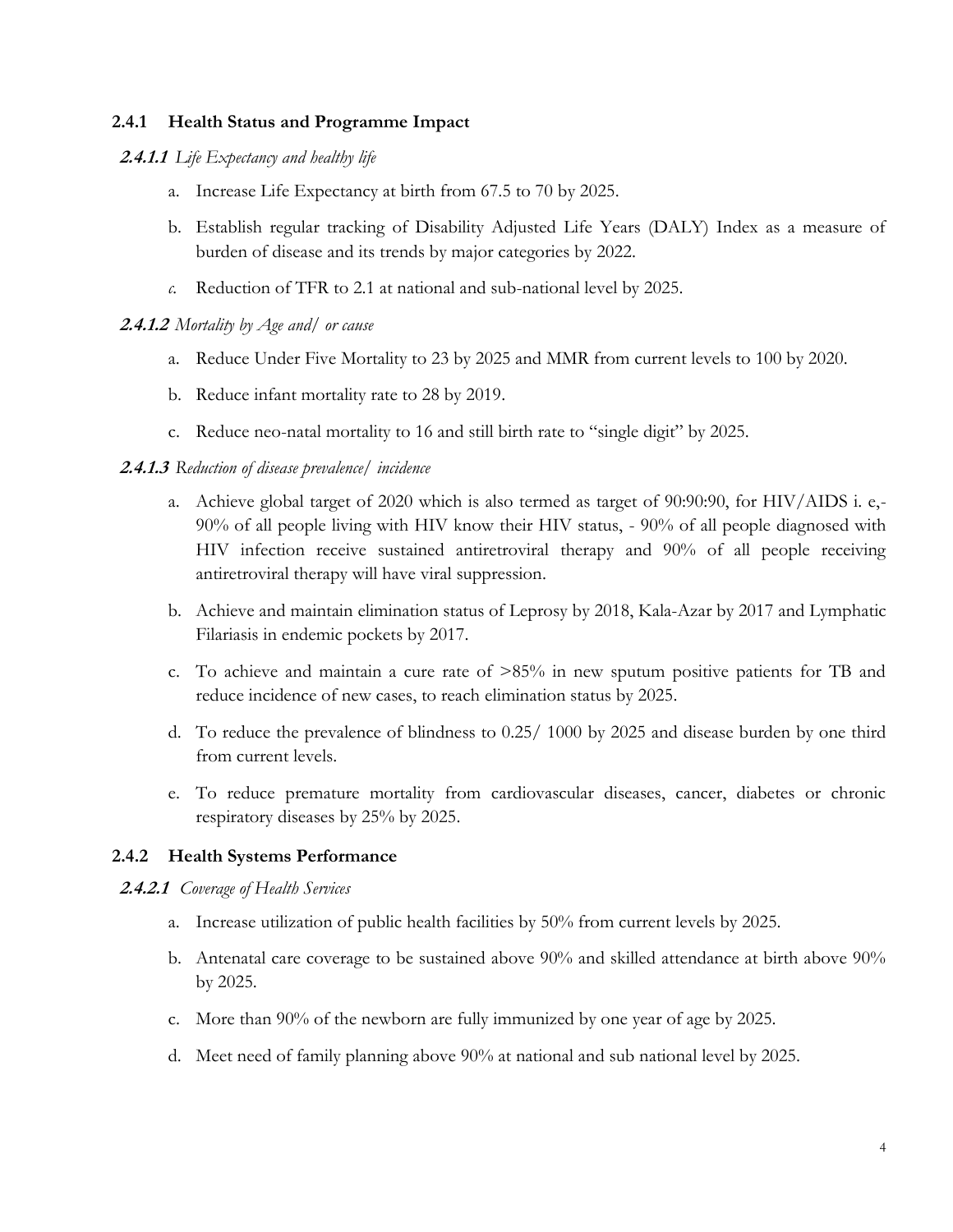### 2.4.1 Health Status and Programme Impact

#### ***2.4.1.1*** *Life Expectancy and healthy life*

a. Increase Life Expectancy at birth from 67.5 to 70 by 2025.

b. Establish regular tracking of Disability Adjusted Life Years (DALY) Index as a measure of burden of disease and its trends by major categories by 2022.

*c.* Reduction of TFR to 2.1 at national and sub-national level by 2025.

#### ***2.4.1.2*** *Mortality by Age and/ or cause*

a. Reduce Under Five Mortality to 23 by 2025 and MMR from current levels to 100 by 2020.

b. Reduce infant mortality rate to 28 by 2019.

c. Reduce neo-natal mortality to 16 and still birth rate to "single digit" by 2025.

#### ***2.4.1.3*** *Reduction of disease prevalence/ incidence*

a. Achieve global target of 2020 which is also termed as target of 90:90:90, for HIV/AIDS i. e,- 90% of all people living with HIV know their HIV status, - 90% of all people diagnosed with HIV infection receive sustained antiretroviral therapy and 90% of all people receiving antiretroviral therapy will have viral suppression.

b. Achieve and maintain elimination status of Leprosy by 2018, Kala-Azar by 2017 and Lymphatic Filariasis in endemic pockets by 2017.

c. To achieve and maintain a cure rate of >85% in new sputum positive patients for TB and reduce incidence of new cases, to reach elimination status by 2025.

d. To reduce the prevalence of blindness to 0.25/ 1000 by 2025 and disease burden by one third from current levels.

e. To reduce premature mortality from cardiovascular diseases, cancer, diabetes or chronic respiratory diseases by 25% by 2025.

### 2.4.2 Health Systems Performance

#### ***2.4.2.1*** *Coverage of Health Services*

a. Increase utilization of public health facilities by 50% from current levels by 2025.

b. Antenatal care coverage to be sustained above 90% and skilled attendance at birth above 90% by 2025.

c. More than 90% of the newborn are fully immunized by one year of age by 2025.

d. Meet need of family planning above 90% at national and sub national level by 2025.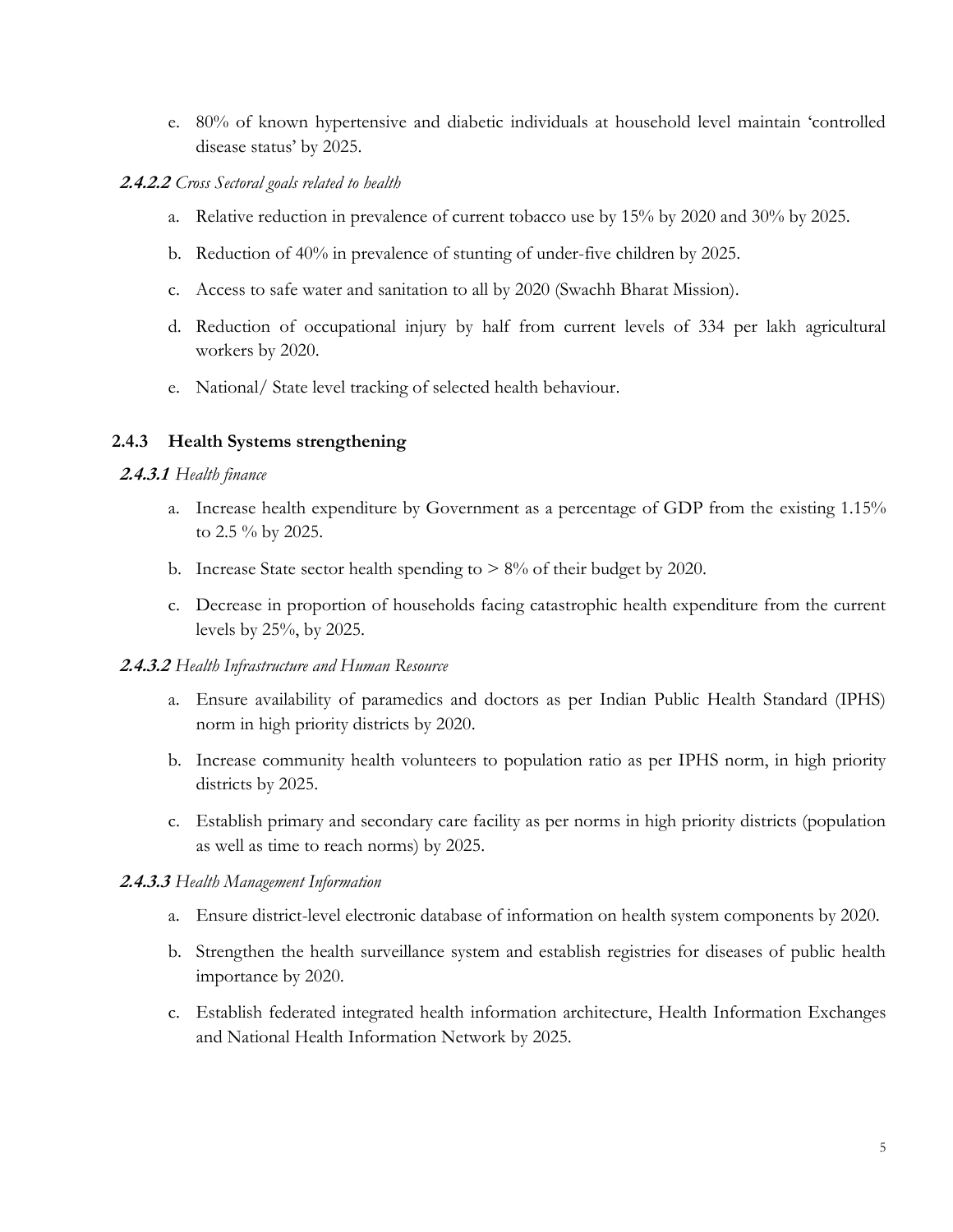e. 80% of known hypertensive and diabetic individuals at household level maintain 'controlled disease status' by 2025.

***2.4.2.2*** *Cross Sectoral goals related to health*

a. Relative reduction in prevalence of current tobacco use by 15% by 2020 and 30% by 2025.

b. Reduction of 40% in prevalence of stunting of under-five children by 2025.

c. Access to safe water and sanitation to all by 2020 (Swachh Bharat Mission).

d. Reduction of occupational injury by half from current levels of 334 per lakh agricultural workers by 2020.

e. National/ State level tracking of selected health behaviour.

### 2.4.3 Health Systems strengthening

***2.4.3.1*** *Health finance*

a. Increase health expenditure by Government as a percentage of GDP from the existing 1.15% to 2.5 % by 2025.

b. Increase State sector health spending to > 8% of their budget by 2020.

c. Decrease in proportion of households facing catastrophic health expenditure from the current levels by 25%, by 2025.

***2.4.3.2*** *Health Infrastructure and Human Resource*

a. Ensure availability of paramedics and doctors as per Indian Public Health Standard (IPHS) norm in high priority districts by 2020.

b. Increase community health volunteers to population ratio as per IPHS norm, in high priority districts by 2025.

c. Establish primary and secondary care facility as per norms in high priority districts (population as well as time to reach norms) by 2025.

***2.4.3.3*** *Health Management Information*

a. Ensure district-level electronic database of information on health system components by 2020.

b. Strengthen the health surveillance system and establish registries for diseases of public health importance by 2020.

c. Establish federated integrated health information architecture, Health Information Exchanges and National Health Information Network by 2025.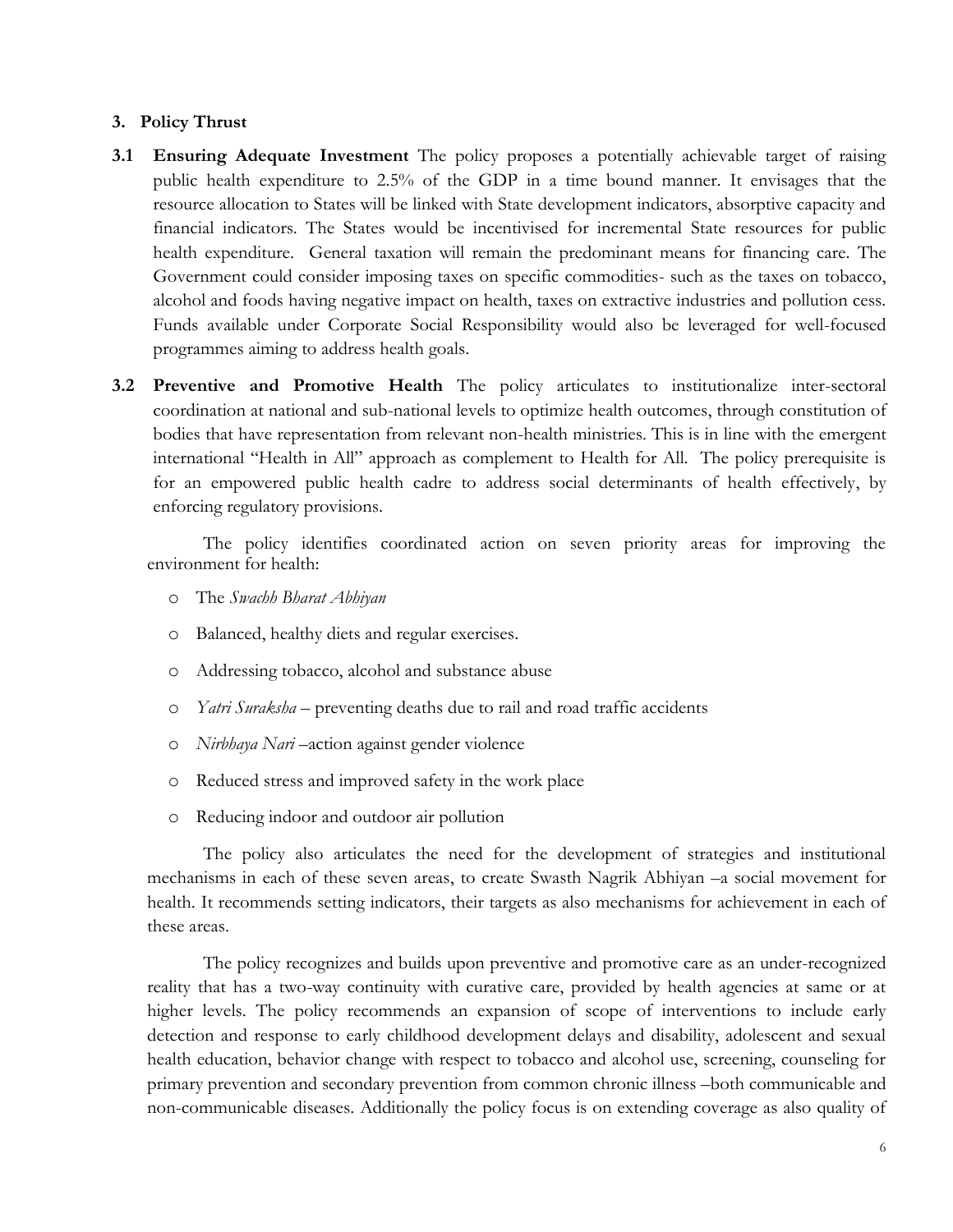## 3. Policy Thrust

**3.1 Ensuring Adequate Investment** The policy proposes a potentially achievable target of raising public health expenditure to 2.5% of the GDP in a time bound manner. It envisages that the resource allocation to States will be linked with State development indicators, absorptive capacity and financial indicators. The States would be incentivised for incremental State resources for public health expenditure. General taxation will remain the predominant means for financing care. The Government could consider imposing taxes on specific commodities- such as the taxes on tobacco, alcohol and foods having negative impact on health, taxes on extractive industries and pollution cess. Funds available under Corporate Social Responsibility would also be leveraged for well-focused programmes aiming to address health goals.

**3.2 Preventive and Promotive Health** The policy articulates to institutionalize inter-sectoral coordination at national and sub-national levels to optimize health outcomes, through constitution of bodies that have representation from relevant non-health ministries. This is in line with the emergent international "Health in All" approach as complement to Health for All. The policy prerequisite is for an empowered public health cadre to address social determinants of health effectively, by enforcing regulatory provisions.

The policy identifies coordinated action on seven priority areas for improving the environment for health:

- The *Swachh Bharat Abhiyan*
- Balanced, healthy diets and regular exercises.
- Addressing tobacco, alcohol and substance abuse
- *Yatri Suraksha* – preventing deaths due to rail and road traffic accidents
- *Nirbhaya Nari* –action against gender violence
- Reduced stress and improved safety in the work place
- Reducing indoor and outdoor air pollution

The policy also articulates the need for the development of strategies and institutional mechanisms in each of these seven areas, to create Swasth Nagrik Abhiyan –a social movement for health. It recommends setting indicators, their targets as also mechanisms for achievement in each of these areas.

The policy recognizes and builds upon preventive and promotive care as an under-recognized reality that has a two-way continuity with curative care, provided by health agencies at same or at higher levels. The policy recommends an expansion of scope of interventions to include early detection and response to early childhood development delays and disability, adolescent and sexual health education, behavior change with respect to tobacco and alcohol use, screening, counseling for primary prevention and secondary prevention from common chronic illness –both communicable and non-communicable diseases. Additionally the policy focus is on extending coverage as also quality of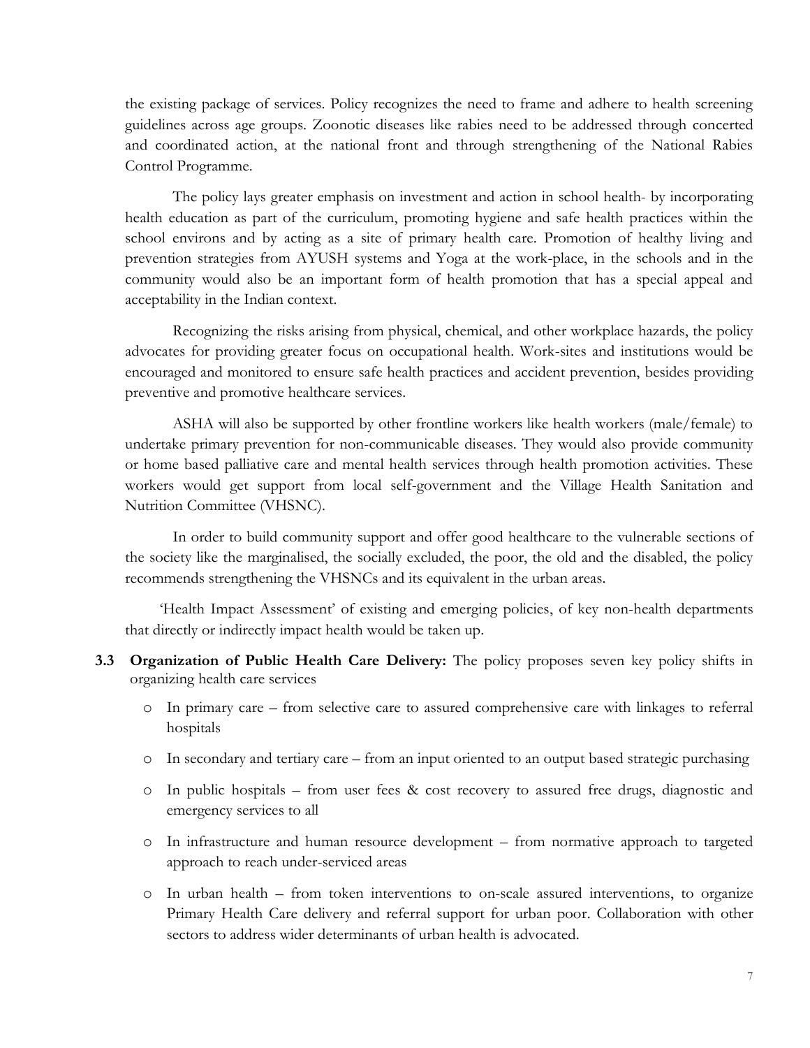the existing package of services. Policy recognizes the need to frame and adhere to health screening guidelines across age groups. Zoonotic diseases like rabies need to be addressed through concerted and coordinated action, at the national front and through strengthening of the National Rabies Control Programme.

The policy lays greater emphasis on investment and action in school health- by incorporating health education as part of the curriculum, promoting hygiene and safe health practices within the school environs and by acting as a site of primary health care. Promotion of healthy living and prevention strategies from AYUSH systems and Yoga at the work-place, in the schools and in the community would also be an important form of health promotion that has a special appeal and acceptability in the Indian context.

Recognizing the risks arising from physical, chemical, and other workplace hazards, the policy advocates for providing greater focus on occupational health. Work-sites and institutions would be encouraged and monitored to ensure safe health practices and accident prevention, besides providing preventive and promotive healthcare services.

ASHA will also be supported by other frontline workers like health workers (male/female) to undertake primary prevention for non-communicable diseases. They would also provide community or home based palliative care and mental health services through health promotion activities. These workers would get support from local self-government and the Village Health Sanitation and Nutrition Committee (VHSNC).

In order to build community support and offer good healthcare to the vulnerable sections of the society like the marginalised, the socially excluded, the poor, the old and the disabled, the policy recommends strengthening the VHSNCs and its equivalent in the urban areas.

'Health Impact Assessment' of existing and emerging policies, of key non-health departments that directly or indirectly impact health would be taken up.

**3.3 Organization of Public Health Care Delivery:** The policy proposes seven key policy shifts in organizing health care services

- In primary care – from selective care to assured comprehensive care with linkages to referral hospitals
- In secondary and tertiary care – from an input oriented to an output based strategic purchasing
- In public hospitals – from user fees & cost recovery to assured free drugs, diagnostic and emergency services to all
- In infrastructure and human resource development – from normative approach to targeted approach to reach under-serviced areas
- In urban health – from token interventions to on-scale assured interventions, to organize Primary Health Care delivery and referral support for urban poor. Collaboration with other sectors to address wider determinants of urban health is advocated.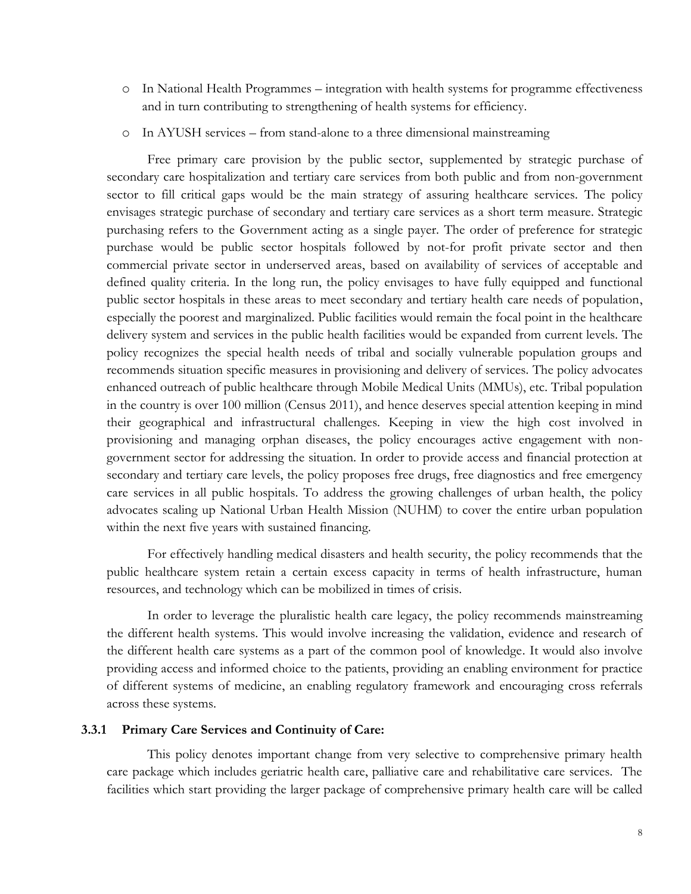- In National Health Programmes – integration with health systems for programme effectiveness and in turn contributing to strengthening of health systems for efficiency.
- In AYUSH services – from stand-alone to a three dimensional mainstreaming

Free primary care provision by the public sector, supplemented by strategic purchase of secondary care hospitalization and tertiary care services from both public and from non-government sector to fill critical gaps would be the main strategy of assuring healthcare services. The policy envisages strategic purchase of secondary and tertiary care services as a short term measure. Strategic purchasing refers to the Government acting as a single payer. The order of preference for strategic purchase would be public sector hospitals followed by not-for profit private sector and then commercial private sector in underserved areas, based on availability of services of acceptable and defined quality criteria. In the long run, the policy envisages to have fully equipped and functional public sector hospitals in these areas to meet secondary and tertiary health care needs of population, especially the poorest and marginalized. Public facilities would remain the focal point in the healthcare delivery system and services in the public health facilities would be expanded from current levels. The policy recognizes the special health needs of tribal and socially vulnerable population groups and recommends situation specific measures in provisioning and delivery of services. The policy advocates enhanced outreach of public healthcare through Mobile Medical Units (MMUs), etc. Tribal population in the country is over 100 million (Census 2011), and hence deserves special attention keeping in mind their geographical and infrastructural challenges. Keeping in view the high cost involved in provisioning and managing orphan diseases, the policy encourages active engagement with non-government sector for addressing the situation. In order to provide access and financial protection at secondary and tertiary care levels, the policy proposes free drugs, free diagnostics and free emergency care services in all public hospitals. To address the growing challenges of urban health, the policy advocates scaling up National Urban Health Mission (NUHM) to cover the entire urban population within the next five years with sustained financing.

For effectively handling medical disasters and health security, the policy recommends that the public healthcare system retain a certain excess capacity in terms of health infrastructure, human resources, and technology which can be mobilized in times of crisis.

In order to leverage the pluralistic health care legacy, the policy recommends mainstreaming the different health systems. This would involve increasing the validation, evidence and research of the different health care systems as a part of the common pool of knowledge. It would also involve providing access and informed choice to the patients, providing an enabling environment for practice of different systems of medicine, an enabling regulatory framework and encouraging cross referrals across these systems.

#### 3.3.1 Primary Care Services and Continuity of Care:

This policy denotes important change from very selective to comprehensive primary health care package which includes geriatric health care, palliative care and rehabilitative care services. The facilities which start providing the larger package of comprehensive primary health care will be called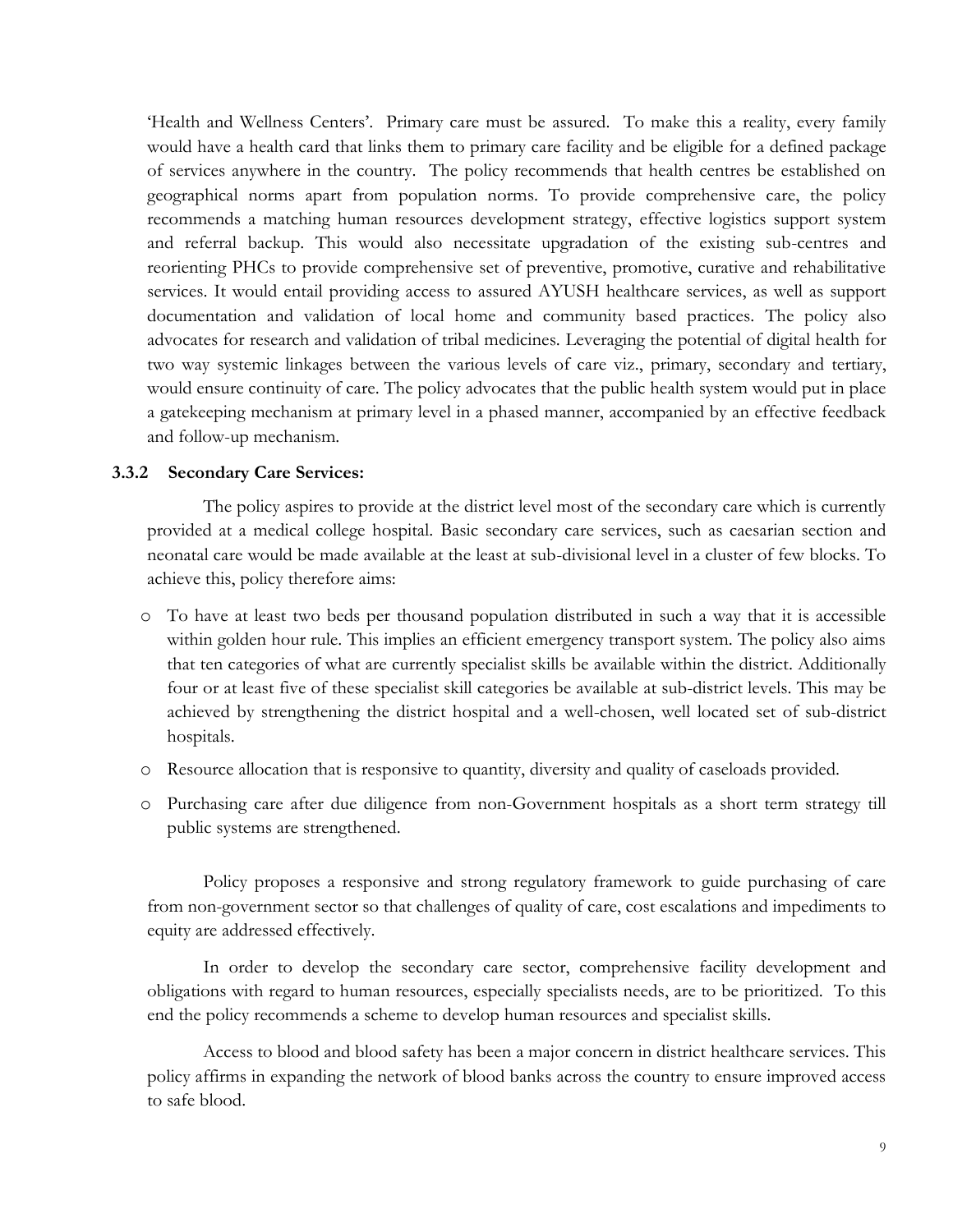'Health and Wellness Centers'. Primary care must be assured. To make this a reality, every family would have a health card that links them to primary care facility and be eligible for a defined package of services anywhere in the country. The policy recommends that health centres be established on geographical norms apart from population norms. To provide comprehensive care, the policy recommends a matching human resources development strategy, effective logistics support system and referral backup. This would also necessitate upgradation of the existing sub-centres and reorienting PHCs to provide comprehensive set of preventive, promotive, curative and rehabilitative services. It would entail providing access to assured AYUSH healthcare services, as well as support documentation and validation of local home and community based practices. The policy also advocates for research and validation of tribal medicines. Leveraging the potential of digital health for two way systemic linkages between the various levels of care viz., primary, secondary and tertiary, would ensure continuity of care. The policy advocates that the public health system would put in place a gatekeeping mechanism at primary level in a phased manner, accompanied by an effective feedback and follow-up mechanism.

### 3.3.2 Secondary Care Services:

The policy aspires to provide at the district level most of the secondary care which is currently provided at a medical college hospital. Basic secondary care services, such as caesarian section and neonatal care would be made available at the least at sub-divisional level in a cluster of few blocks. To achieve this, policy therefore aims:

- To have at least two beds per thousand population distributed in such a way that it is accessible within golden hour rule. This implies an efficient emergency transport system. The policy also aims that ten categories of what are currently specialist skills be available within the district. Additionally four or at least five of these specialist skill categories be available at sub-district levels. This may be achieved by strengthening the district hospital and a well-chosen, well located set of sub-district hospitals.
- Resource allocation that is responsive to quantity, diversity and quality of caseloads provided.
- Purchasing care after due diligence from non-Government hospitals as a short term strategy till public systems are strengthened.

Policy proposes a responsive and strong regulatory framework to guide purchasing of care from non-government sector so that challenges of quality of care, cost escalations and impediments to equity are addressed effectively.

In order to develop the secondary care sector, comprehensive facility development and obligations with regard to human resources, especially specialists needs, are to be prioritized. To this end the policy recommends a scheme to develop human resources and specialist skills.

Access to blood and blood safety has been a major concern in district healthcare services. This policy affirms in expanding the network of blood banks across the country to ensure improved access to safe blood.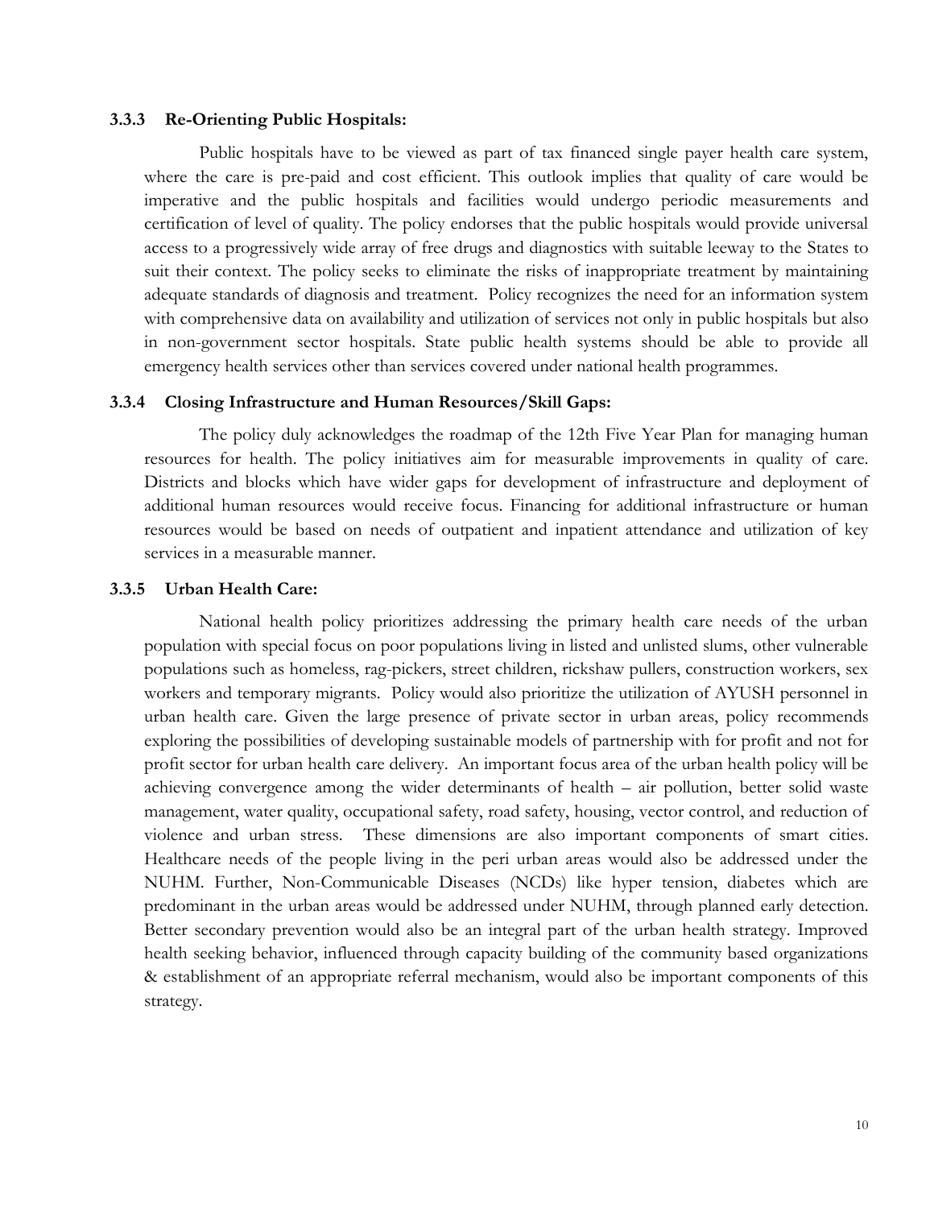### 3.3.3 Re-Orienting Public Hospitals:

Public hospitals have to be viewed as part of tax financed single payer health care system, where the care is pre-paid and cost efficient. This outlook implies that quality of care would be imperative and the public hospitals and facilities would undergo periodic measurements and certification of level of quality. The policy endorses that the public hospitals would provide universal access to a progressively wide array of free drugs and diagnostics with suitable leeway to the States to suit their context. The policy seeks to eliminate the risks of inappropriate treatment by maintaining adequate standards of diagnosis and treatment. Policy recognizes the need for an information system with comprehensive data on availability and utilization of services not only in public hospitals but also in non-government sector hospitals. State public health systems should be able to provide all emergency health services other than services covered under national health programmes.

### 3.3.4 Closing Infrastructure and Human Resources/Skill Gaps:

The policy duly acknowledges the roadmap of the 12th Five Year Plan for managing human resources for health. The policy initiatives aim for measurable improvements in quality of care. Districts and blocks which have wider gaps for development of infrastructure and deployment of additional human resources would receive focus. Financing for additional infrastructure or human resources would be based on needs of outpatient and inpatient attendance and utilization of key services in a measurable manner.

### 3.3.5 Urban Health Care:

National health policy prioritizes addressing the primary health care needs of the urban population with special focus on poor populations living in listed and unlisted slums, other vulnerable populations such as homeless, rag-pickers, street children, rickshaw pullers, construction workers, sex workers and temporary migrants. Policy would also prioritize the utilization of AYUSH personnel in urban health care. Given the large presence of private sector in urban areas, policy recommends exploring the possibilities of developing sustainable models of partnership with for profit and not for profit sector for urban health care delivery. An important focus area of the urban health policy will be achieving convergence among the wider determinants of health – air pollution, better solid waste management, water quality, occupational safety, road safety, housing, vector control, and reduction of violence and urban stress. These dimensions are also important components of smart cities. Healthcare needs of the people living in the peri urban areas would also be addressed under the NUHM. Further, Non-Communicable Diseases (NCDs) like hyper tension, diabetes which are predominant in the urban areas would be addressed under NUHM, through planned early detection. Better secondary prevention would also be an integral part of the urban health strategy. Improved health seeking behavior, influenced through capacity building of the community based organizations & establishment of an appropriate referral mechanism, would also be important components of this strategy.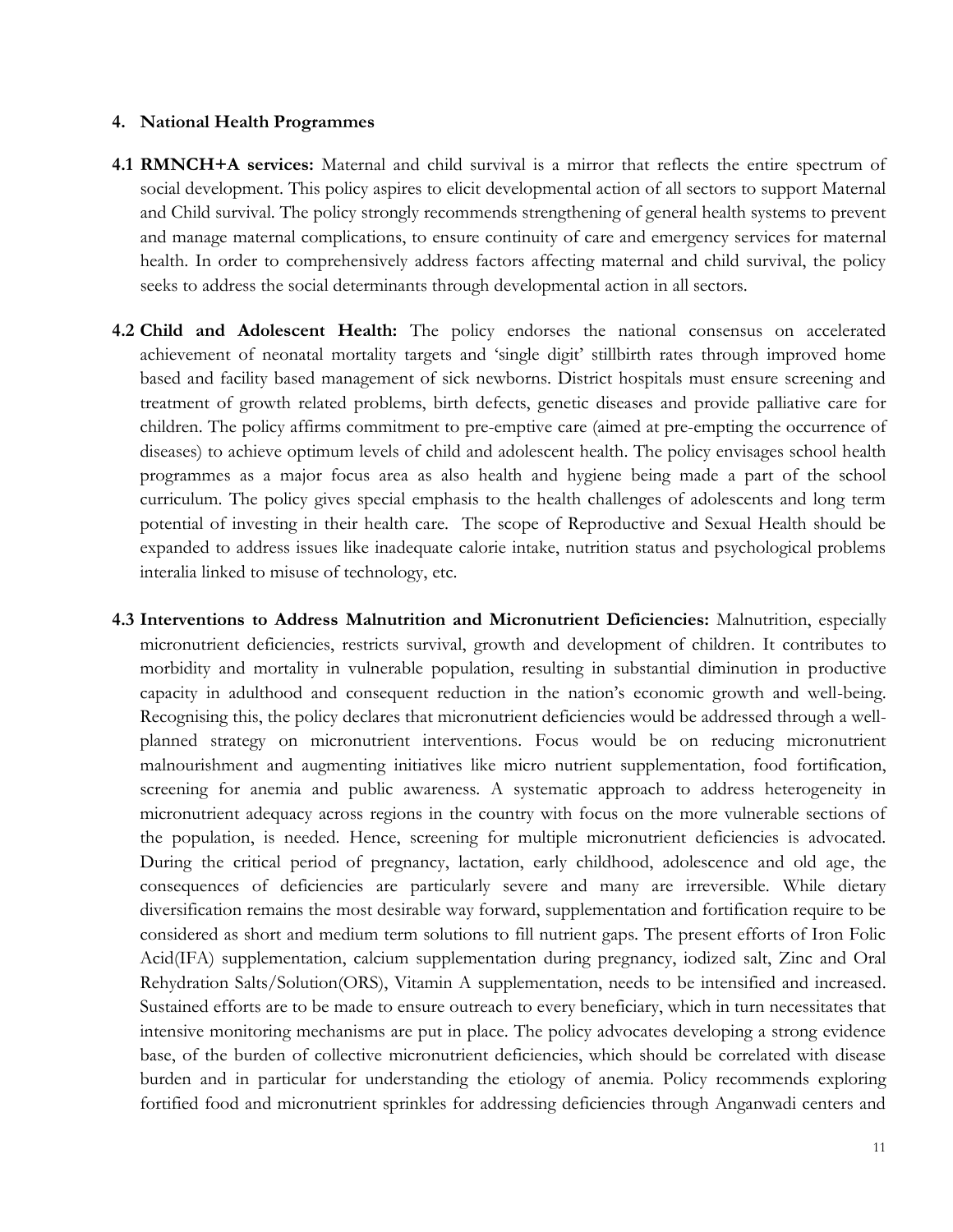## 4. National Health Programmes

**4.1 RMNCH+A services:** Maternal and child survival is a mirror that reflects the entire spectrum of social development. This policy aspires to elicit developmental action of all sectors to support Maternal and Child survival. The policy strongly recommends strengthening of general health systems to prevent and manage maternal complications, to ensure continuity of care and emergency services for maternal health. In order to comprehensively address factors affecting maternal and child survival, the policy seeks to address the social determinants through developmental action in all sectors.

**4.2 Child and Adolescent Health:** The policy endorses the national consensus on accelerated achievement of neonatal mortality targets and 'single digit' stillbirth rates through improved home based and facility based management of sick newborns. District hospitals must ensure screening and treatment of growth related problems, birth defects, genetic diseases and provide palliative care for children. The policy affirms commitment to pre-emptive care (aimed at pre-empting the occurrence of diseases) to achieve optimum levels of child and adolescent health. The policy envisages school health programmes as a major focus area as also health and hygiene being made a part of the school curriculum. The policy gives special emphasis to the health challenges of adolescents and long term potential of investing in their health care. The scope of Reproductive and Sexual Health should be expanded to address issues like inadequate calorie intake, nutrition status and psychological problems interalia linked to misuse of technology, etc.

**4.3 Interventions to Address Malnutrition and Micronutrient Deficiencies:** Malnutrition, especially micronutrient deficiencies, restricts survival, growth and development of children. It contributes to morbidity and mortality in vulnerable population, resulting in substantial diminution in productive capacity in adulthood and consequent reduction in the nation's economic growth and well-being. Recognising this, the policy declares that micronutrient deficiencies would be addressed through a well-planned strategy on micronutrient interventions. Focus would be on reducing micronutrient malnourishment and augmenting initiatives like micro nutrient supplementation, food fortification, screening for anemia and public awareness. A systematic approach to address heterogeneity in micronutrient adequacy across regions in the country with focus on the more vulnerable sections of the population, is needed. Hence, screening for multiple micronutrient deficiencies is advocated. During the critical period of pregnancy, lactation, early childhood, adolescence and old age, the consequences of deficiencies are particularly severe and many are irreversible. While dietary diversification remains the most desirable way forward, supplementation and fortification require to be considered as short and medium term solutions to fill nutrient gaps. The present efforts of Iron Folic Acid(IFA) supplementation, calcium supplementation during pregnancy, iodized salt, Zinc and Oral Rehydration Salts/Solution(ORS), Vitamin A supplementation, needs to be intensified and increased. Sustained efforts are to be made to ensure outreach to every beneficiary, which in turn necessitates that intensive monitoring mechanisms are put in place. The policy advocates developing a strong evidence base, of the burden of collective micronutrient deficiencies, which should be correlated with disease burden and in particular for understanding the etiology of anemia. Policy recommends exploring fortified food and micronutrient sprinkles for addressing deficiencies through Anganwadi centers and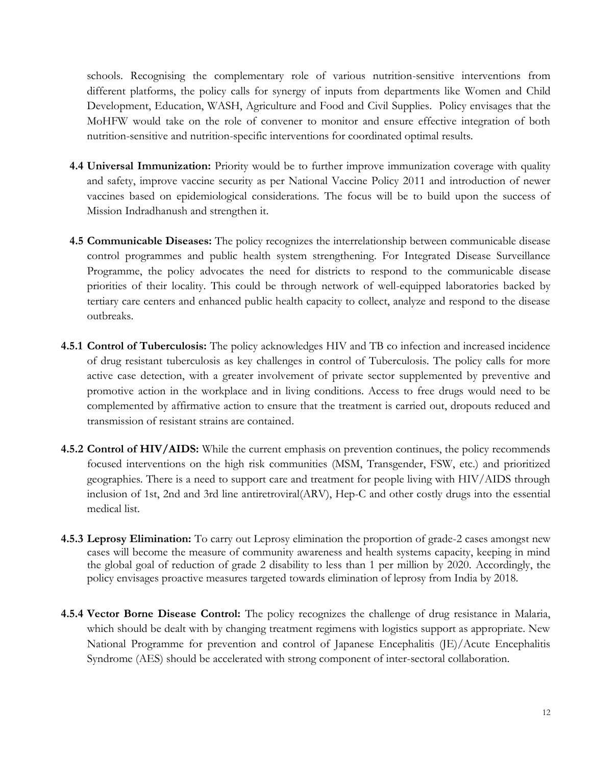schools. Recognising the complementary role of various nutrition-sensitive interventions from different platforms, the policy calls for synergy of inputs from departments like Women and Child Development, Education, WASH, Agriculture and Food and Civil Supplies. Policy envisages that the MoHFW would take on the role of convener to monitor and ensure effective integration of both nutrition-sensitive and nutrition-specific interventions for coordinated optimal results.

**4.4 Universal Immunization:** Priority would be to further improve immunization coverage with quality and safety, improve vaccine security as per National Vaccine Policy 2011 and introduction of newer vaccines based on epidemiological considerations. The focus will be to build upon the success of Mission Indradhanush and strengthen it.

**4.5 Communicable Diseases:** The policy recognizes the interrelationship between communicable disease control programmes and public health system strengthening. For Integrated Disease Surveillance Programme, the policy advocates the need for districts to respond to the communicable disease priorities of their locality. This could be through network of well-equipped laboratories backed by tertiary care centers and enhanced public health capacity to collect, analyze and respond to the disease outbreaks.

**4.5.1 Control of Tuberculosis:** The policy acknowledges HIV and TB co infection and increased incidence of drug resistant tuberculosis as key challenges in control of Tuberculosis. The policy calls for more active case detection, with a greater involvement of private sector supplemented by preventive and promotive action in the workplace and in living conditions. Access to free drugs would need to be complemented by affirmative action to ensure that the treatment is carried out, dropouts reduced and transmission of resistant strains are contained.

**4.5.2 Control of HIV/AIDS:** While the current emphasis on prevention continues, the policy recommends focused interventions on the high risk communities (MSM, Transgender, FSW, etc.) and prioritized geographies. There is a need to support care and treatment for people living with HIV/AIDS through inclusion of 1st, 2nd and 3rd line antiretroviral(ARV), Hep-C and other costly drugs into the essential medical list.

**4.5.3 Leprosy Elimination:** To carry out Leprosy elimination the proportion of grade-2 cases amongst new cases will become the measure of community awareness and health systems capacity, keeping in mind the global goal of reduction of grade 2 disability to less than 1 per million by 2020. Accordingly, the policy envisages proactive measures targeted towards elimination of leprosy from India by 2018.

**4.5.4 Vector Borne Disease Control:** The policy recognizes the challenge of drug resistance in Malaria, which should be dealt with by changing treatment regimens with logistics support as appropriate. New National Programme for prevention and control of Japanese Encephalitis (JE)/Acute Encephalitis Syndrome (AES) should be accelerated with strong component of inter-sectoral collaboration.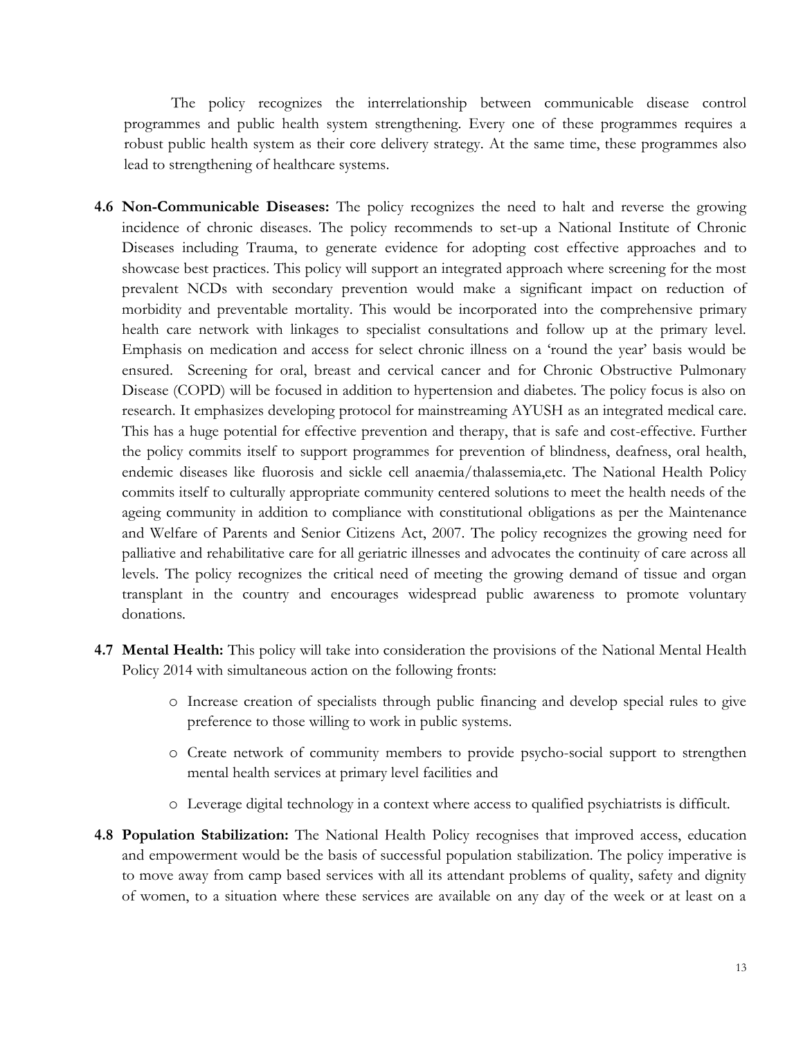The policy recognizes the interrelationship between communicable disease control programmes and public health system strengthening. Every one of these programmes requires a robust public health system as their core delivery strategy. At the same time, these programmes also lead to strengthening of healthcare systems.

**4.6 Non-Communicable Diseases:** The policy recognizes the need to halt and reverse the growing incidence of chronic diseases. The policy recommends to set-up a National Institute of Chronic Diseases including Trauma, to generate evidence for adopting cost effective approaches and to showcase best practices. This policy will support an integrated approach where screening for the most prevalent NCDs with secondary prevention would make a significant impact on reduction of morbidity and preventable mortality. This would be incorporated into the comprehensive primary health care network with linkages to specialist consultations and follow up at the primary level. Emphasis on medication and access for select chronic illness on a 'round the year' basis would be ensured. Screening for oral, breast and cervical cancer and for Chronic Obstructive Pulmonary Disease (COPD) will be focused in addition to hypertension and diabetes. The policy focus is also on research. It emphasizes developing protocol for mainstreaming AYUSH as an integrated medical care. This has a huge potential for effective prevention and therapy, that is safe and cost-effective. Further the policy commits itself to support programmes for prevention of blindness, deafness, oral health, endemic diseases like fluorosis and sickle cell anaemia/thalassemia,etc. The National Health Policy commits itself to culturally appropriate community centered solutions to meet the health needs of the ageing community in addition to compliance with constitutional obligations as per the Maintenance and Welfare of Parents and Senior Citizens Act, 2007. The policy recognizes the growing need for palliative and rehabilitative care for all geriatric illnesses and advocates the continuity of care across all levels. The policy recognizes the critical need of meeting the growing demand of tissue and organ transplant in the country and encourages widespread public awareness to promote voluntary donations.

**4.7 Mental Health:** This policy will take into consideration the provisions of the National Mental Health Policy 2014 with simultaneous action on the following fronts:

- Increase creation of specialists through public financing and develop special rules to give preference to those willing to work in public systems.
- Create network of community members to provide psycho-social support to strengthen mental health services at primary level facilities and
- Leverage digital technology in a context where access to qualified psychiatrists is difficult.

**4.8 Population Stabilization:** The National Health Policy recognises that improved access, education and empowerment would be the basis of successful population stabilization. The policy imperative is to move away from camp based services with all its attendant problems of quality, safety and dignity of women, to a situation where these services are available on any day of the week or at least on a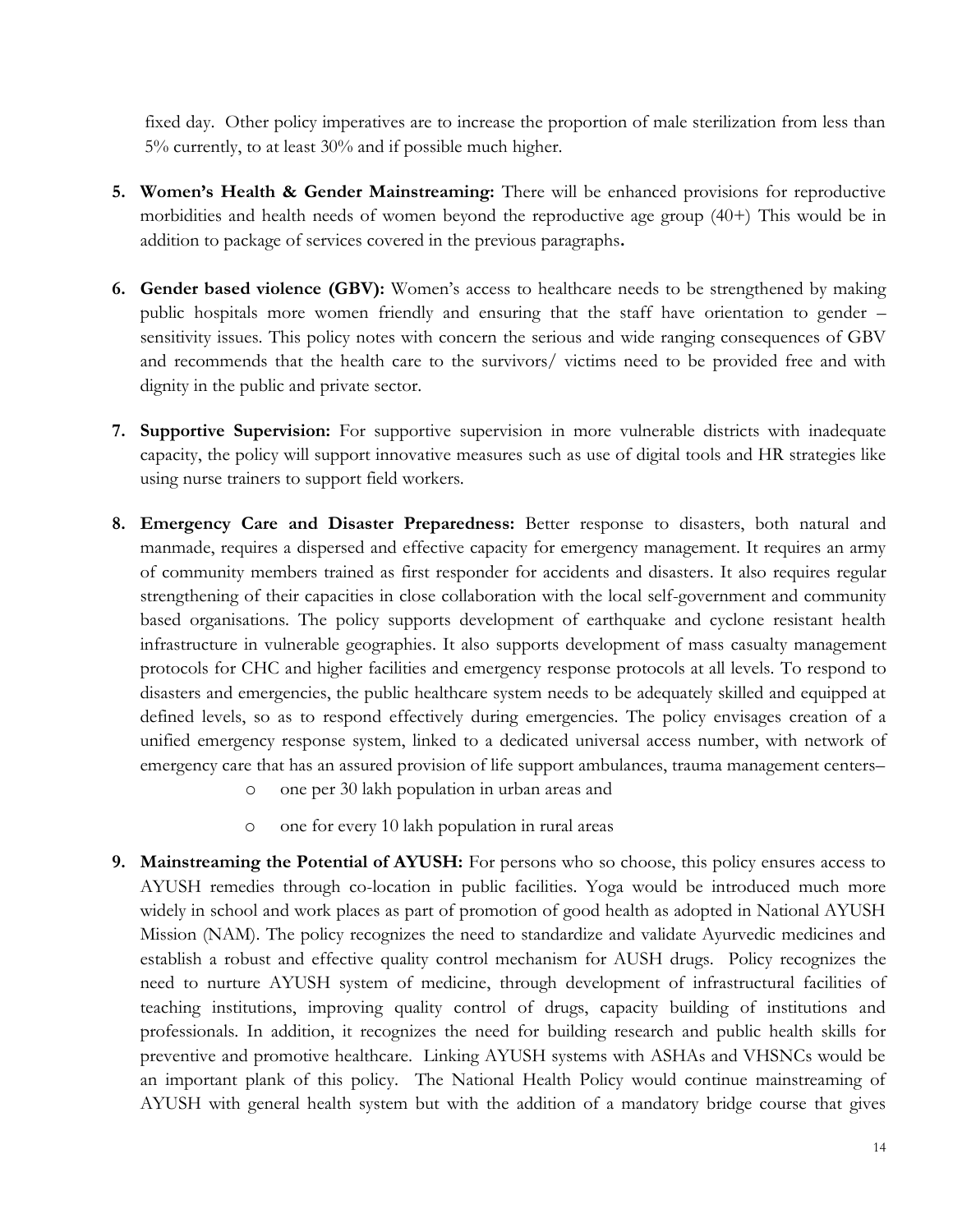fixed day. Other policy imperatives are to increase the proportion of male sterilization from less than 5% currently, to at least 30% and if possible much higher.

5. **Women's Health & Gender Mainstreaming:** There will be enhanced provisions for reproductive morbidities and health needs of women beyond the reproductive age group (40+) This would be in addition to package of services covered in the previous paragraphs**.**

6. **Gender based violence (GBV):** Women's access to healthcare needs to be strengthened by making public hospitals more women friendly and ensuring that the staff have orientation to gender – sensitivity issues. This policy notes with concern the serious and wide ranging consequences of GBV and recommends that the health care to the survivors/ victims need to be provided free and with dignity in the public and private sector.

7. **Supportive Supervision:** For supportive supervision in more vulnerable districts with inadequate capacity, the policy will support innovative measures such as use of digital tools and HR strategies like using nurse trainers to support field workers.

8. **Emergency Care and Disaster Preparedness:** Better response to disasters, both natural and manmade, requires a dispersed and effective capacity for emergency management. It requires an army of community members trained as first responder for accidents and disasters. It also requires regular strengthening of their capacities in close collaboration with the local self-government and community based organisations. The policy supports development of earthquake and cyclone resistant health infrastructure in vulnerable geographies. It also supports development of mass casualty management protocols for CHC and higher facilities and emergency response protocols at all levels. To respond to disasters and emergencies, the public healthcare system needs to be adequately skilled and equipped at defined levels, so as to respond effectively during emergencies. The policy envisages creation of a unified emergency response system, linked to a dedicated universal access number, with network of emergency care that has an assured provision of life support ambulances, trauma management centers–
   - one per 30 lakh population in urban areas and
   - one for every 10 lakh population in rural areas

9. **Mainstreaming the Potential of AYUSH:** For persons who so choose, this policy ensures access to AYUSH remedies through co-location in public facilities. Yoga would be introduced much more widely in school and work places as part of promotion of good health as adopted in National AYUSH Mission (NAM). The policy recognizes the need to standardize and validate Ayurvedic medicines and establish a robust and effective quality control mechanism for AUSH drugs. Policy recognizes the need to nurture AYUSH system of medicine, through development of infrastructural facilities of teaching institutions, improving quality control of drugs, capacity building of institutions and professionals. In addition, it recognizes the need for building research and public health skills for preventive and promotive healthcare. Linking AYUSH systems with ASHAs and VHSNCs would be an important plank of this policy. The National Health Policy would continue mainstreaming of AYUSH with general health system but with the addition of a mandatory bridge course that gives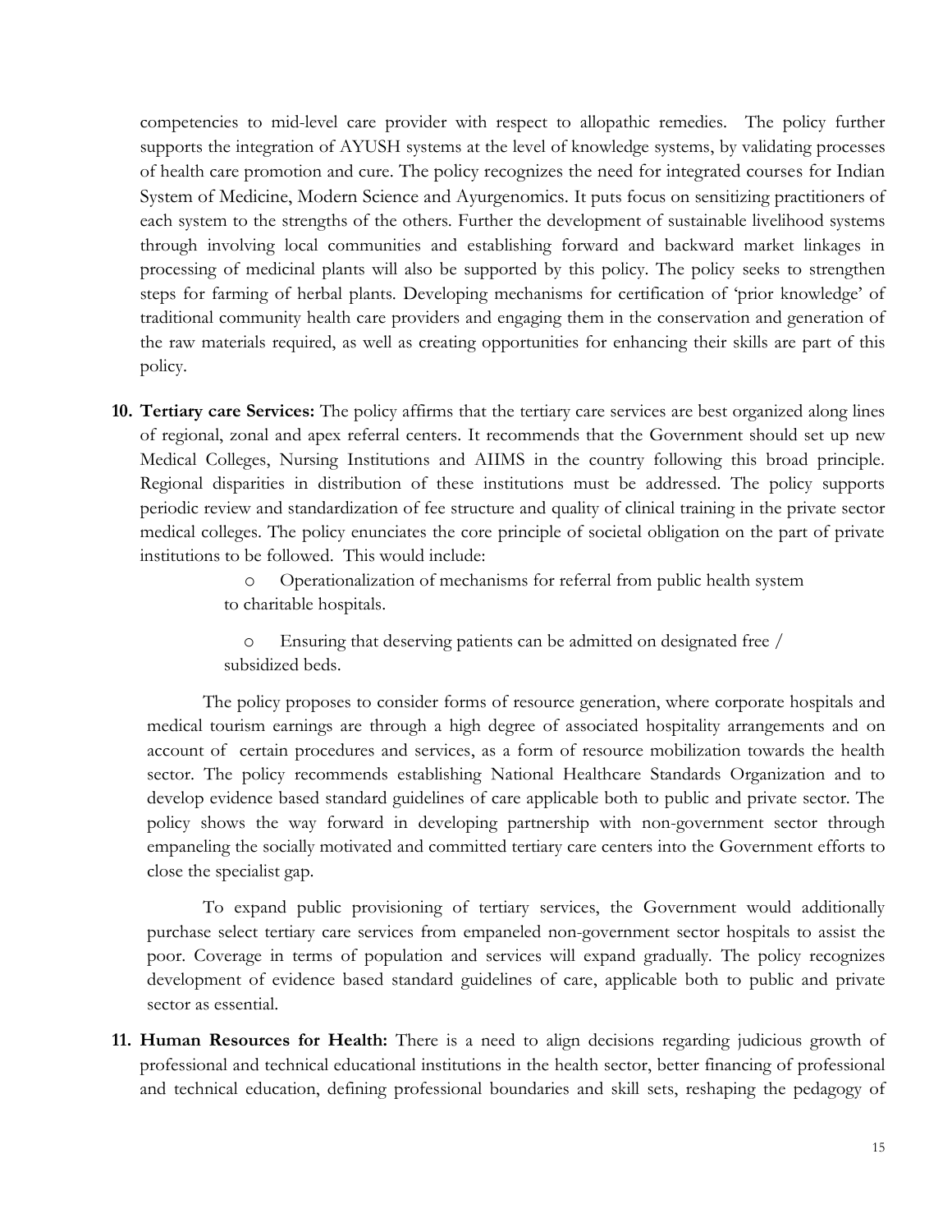competencies to mid-level care provider with respect to allopathic remedies. The policy further supports the integration of AYUSH systems at the level of knowledge systems, by validating processes of health care promotion and cure. The policy recognizes the need for integrated courses for Indian System of Medicine, Modern Science and Ayurgenomics. It puts focus on sensitizing practitioners of each system to the strengths of the others. Further the development of sustainable livelihood systems through involving local communities and establishing forward and backward market linkages in processing of medicinal plants will also be supported by this policy. The policy seeks to strengthen steps for farming of herbal plants. Developing mechanisms for certification of 'prior knowledge' of traditional community health care providers and engaging them in the conservation and generation of the raw materials required, as well as creating opportunities for enhancing their skills are part of this policy.

10. **Tertiary care Services:** The policy affirms that the tertiary care services are best organized along lines of regional, zonal and apex referral centers. It recommends that the Government should set up new Medical Colleges, Nursing Institutions and AIIMS in the country following this broad principle. Regional disparities in distribution of these institutions must be addressed. The policy supports periodic review and standardization of fee structure and quality of clinical training in the private sector medical colleges. The policy enunciates the core principle of societal obligation on the part of private institutions to be followed. This would include:

    - Operationalization of mechanisms for referral from public health system to charitable hospitals.
    - Ensuring that deserving patients can be admitted on designated free / subsidized beds.

    The policy proposes to consider forms of resource generation, where corporate hospitals and medical tourism earnings are through a high degree of associated hospitality arrangements and on account of certain procedures and services, as a form of resource mobilization towards the health sector. The policy recommends establishing National Healthcare Standards Organization and to develop evidence based standard guidelines of care applicable both to public and private sector. The policy shows the way forward in developing partnership with non-government sector through empaneling the socially motivated and committed tertiary care centers into the Government efforts to close the specialist gap.

    To expand public provisioning of tertiary services, the Government would additionally purchase select tertiary care services from empaneled non-government sector hospitals to assist the poor. Coverage in terms of population and services will expand gradually. The policy recognizes development of evidence based standard guidelines of care, applicable both to public and private sector as essential.

11. **Human Resources for Health:** There is a need to align decisions regarding judicious growth of professional and technical educational institutions in the health sector, better financing of professional and technical education, defining professional boundaries and skill sets, reshaping the pedagogy of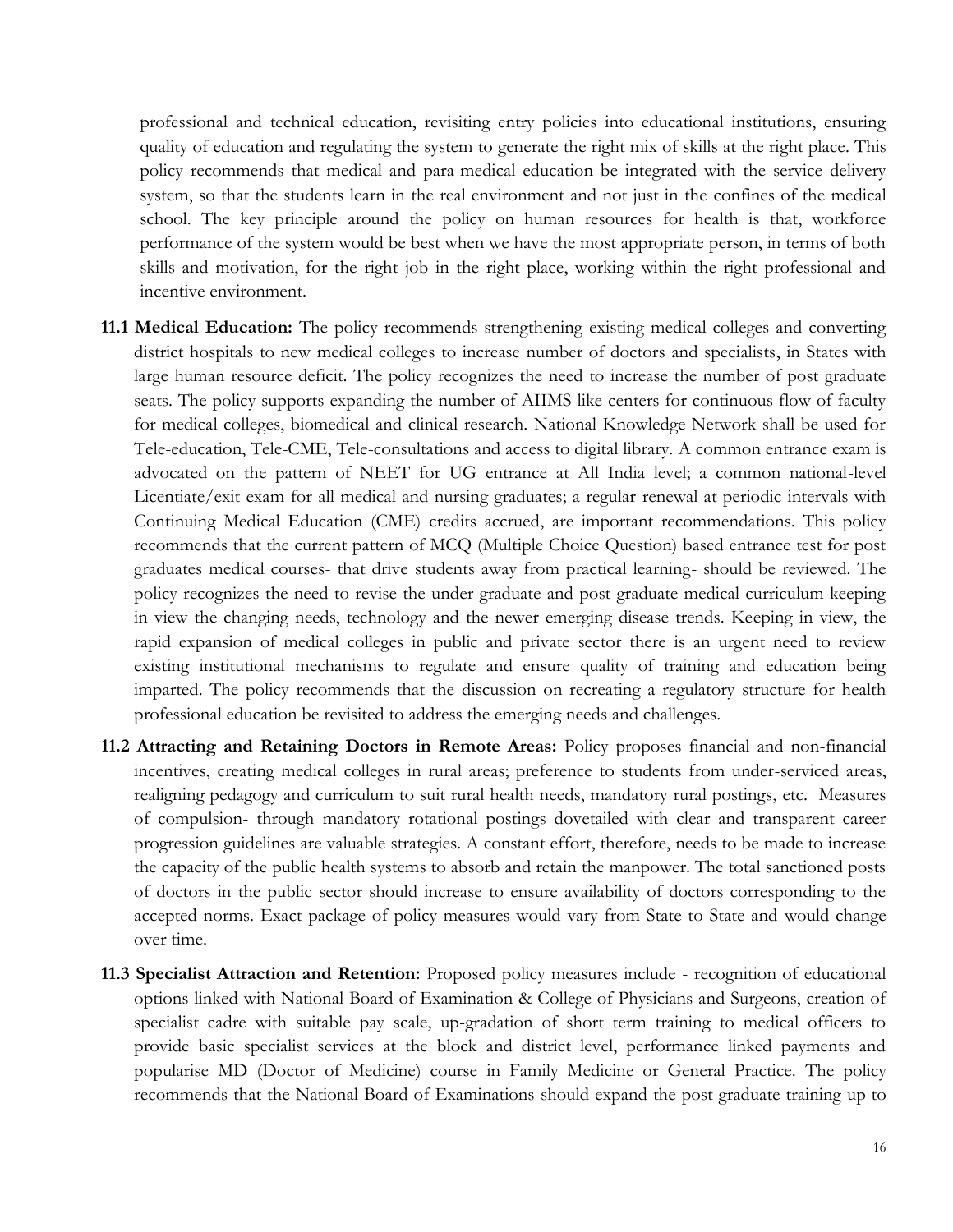professional and technical education, revisiting entry policies into educational institutions, ensuring quality of education and regulating the system to generate the right mix of skills at the right place. This policy recommends that medical and para-medical education be integrated with the service delivery system, so that the students learn in the real environment and not just in the confines of the medical school. The key principle around the policy on human resources for health is that, workforce performance of the system would be best when we have the most appropriate person, in terms of both skills and motivation, for the right job in the right place, working within the right professional and incentive environment.

**11.1 Medical Education:** The policy recommends strengthening existing medical colleges and converting district hospitals to new medical colleges to increase number of doctors and specialists, in States with large human resource deficit. The policy recognizes the need to increase the number of post graduate seats. The policy supports expanding the number of AIIMS like centers for continuous flow of faculty for medical colleges, biomedical and clinical research. National Knowledge Network shall be used for Tele-education, Tele-CME, Tele-consultations and access to digital library. A common entrance exam is advocated on the pattern of NEET for UG entrance at All India level; a common national-level Licentiate/exit exam for all medical and nursing graduates; a regular renewal at periodic intervals with Continuing Medical Education (CME) credits accrued, are important recommendations. This policy recommends that the current pattern of MCQ (Multiple Choice Question) based entrance test for post graduates medical courses- that drive students away from practical learning- should be reviewed. The policy recognizes the need to revise the under graduate and post graduate medical curriculum keeping in view the changing needs, technology and the newer emerging disease trends. Keeping in view, the rapid expansion of medical colleges in public and private sector there is an urgent need to review existing institutional mechanisms to regulate and ensure quality of training and education being imparted. The policy recommends that the discussion on recreating a regulatory structure for health professional education be revisited to address the emerging needs and challenges.

**11.2 Attracting and Retaining Doctors in Remote Areas:** Policy proposes financial and non-financial incentives, creating medical colleges in rural areas; preference to students from under-serviced areas, realigning pedagogy and curriculum to suit rural health needs, mandatory rural postings, etc. Measures of compulsion- through mandatory rotational postings dovetailed with clear and transparent career progression guidelines are valuable strategies. A constant effort, therefore, needs to be made to increase the capacity of the public health systems to absorb and retain the manpower. The total sanctioned posts of doctors in the public sector should increase to ensure availability of doctors corresponding to the accepted norms. Exact package of policy measures would vary from State to State and would change over time.

**11.3 Specialist Attraction and Retention:** Proposed policy measures include - recognition of educational options linked with National Board of Examination & College of Physicians and Surgeons, creation of specialist cadre with suitable pay scale, up-gradation of short term training to medical officers to provide basic specialist services at the block and district level, performance linked payments and popularise MD (Doctor of Medicine) course in Family Medicine or General Practice. The policy recommends that the National Board of Examinations should expand the post graduate training up to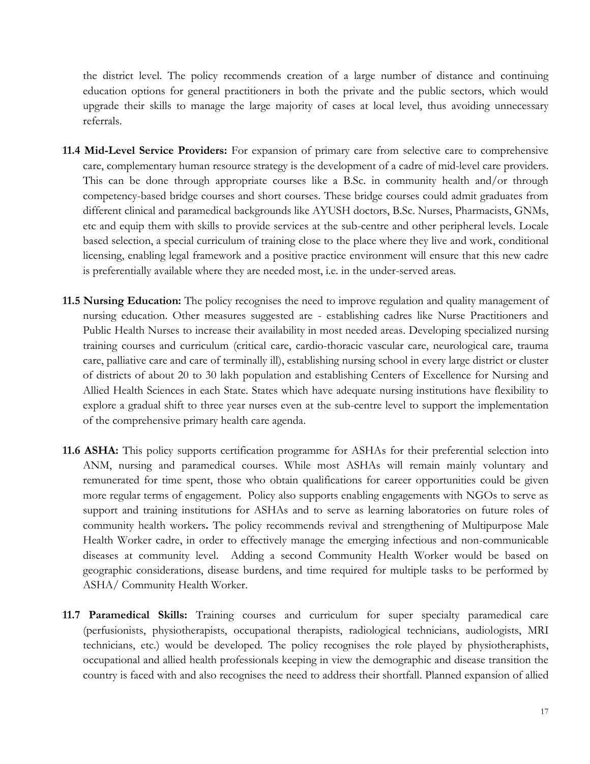the district level. The policy recommends creation of a large number of distance and continuing education options for general practitioners in both the private and the public sectors, which would upgrade their skills to manage the large majority of cases at local level, thus avoiding unnecessary referrals.

**11.4 Mid-Level Service Providers:** For expansion of primary care from selective care to comprehensive care, complementary human resource strategy is the development of a cadre of mid-level care providers. This can be done through appropriate courses like a B.Sc. in community health and/or through competency-based bridge courses and short courses. These bridge courses could admit graduates from different clinical and paramedical backgrounds like AYUSH doctors, B.Sc. Nurses, Pharmacists, GNMs, etc and equip them with skills to provide services at the sub-centre and other peripheral levels. Locale based selection, a special curriculum of training close to the place where they live and work, conditional licensing, enabling legal framework and a positive practice environment will ensure that this new cadre is preferentially available where they are needed most, i.e. in the under-served areas.

**11.5 Nursing Education:** The policy recognises the need to improve regulation and quality management of nursing education. Other measures suggested are - establishing cadres like Nurse Practitioners and Public Health Nurses to increase their availability in most needed areas. Developing specialized nursing training courses and curriculum (critical care, cardio-thoracic vascular care, neurological care, trauma care, palliative care and care of terminally ill), establishing nursing school in every large district or cluster of districts of about 20 to 30 lakh population and establishing Centers of Excellence for Nursing and Allied Health Sciences in each State. States which have adequate nursing institutions have flexibility to explore a gradual shift to three year nurses even at the sub-centre level to support the implementation of the comprehensive primary health care agenda.

**11.6 ASHA:** This policy supports certification programme for ASHAs for their preferential selection into ANM, nursing and paramedical courses. While most ASHAs will remain mainly voluntary and remunerated for time spent, those who obtain qualifications for career opportunities could be given more regular terms of engagement. Policy also supports enabling engagements with NGOs to serve as support and training institutions for ASHAs and to serve as learning laboratories on future roles of community health workers**.** The policy recommends revival and strengthening of Multipurpose Male Health Worker cadre, in order to effectively manage the emerging infectious and non-communicable diseases at community level. Adding a second Community Health Worker would be based on geographic considerations, disease burdens, and time required for multiple tasks to be performed by ASHA/ Community Health Worker.

**11.7 Paramedical Skills:** Training courses and curriculum for super specialty paramedical care (perfusionists, physiotherapists, occupational therapists, radiological technicians, audiologists, MRI technicians, etc.) would be developed. The policy recognises the role played by physiotheraphists, occupational and allied health professionals keeping in view the demographic and disease transition the country is faced with and also recognises the need to address their shortfall. Planned expansion of allied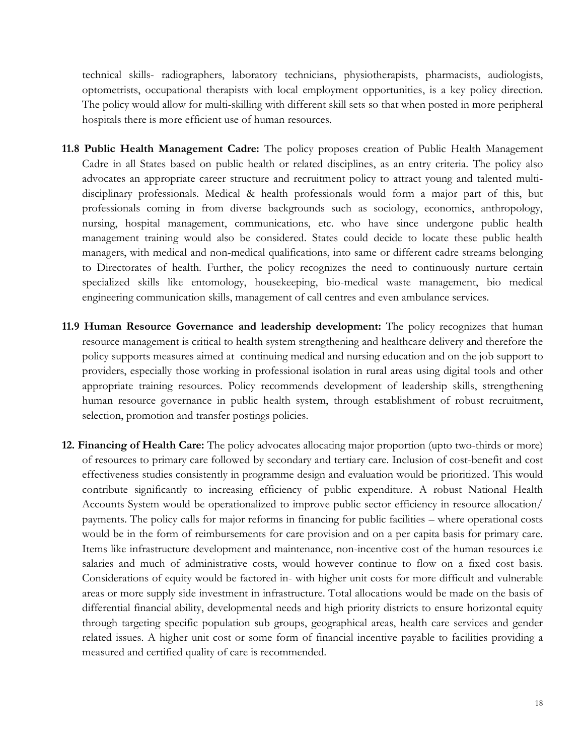technical skills- radiographers, laboratory technicians, physiotherapists, pharmacists, audiologists, optometrists, occupational therapists with local employment opportunities, is a key policy direction. The policy would allow for multi-skilling with different skill sets so that when posted in more peripheral hospitals there is more efficient use of human resources.

**11.8 Public Health Management Cadre:** The policy proposes creation of Public Health Management Cadre in all States based on public health or related disciplines, as an entry criteria. The policy also advocates an appropriate career structure and recruitment policy to attract young and talented multi-disciplinary professionals. Medical & health professionals would form a major part of this, but professionals coming in from diverse backgrounds such as sociology, economics, anthropology, nursing, hospital management, communications, etc. who have since undergone public health management training would also be considered. States could decide to locate these public health managers, with medical and non-medical qualifications, into same or different cadre streams belonging to Directorates of health. Further, the policy recognizes the need to continuously nurture certain specialized skills like entomology, housekeeping, bio-medical waste management, bio medical engineering communication skills, management of call centres and even ambulance services.

**11.9 Human Resource Governance and leadership development:** The policy recognizes that human resource management is critical to health system strengthening and healthcare delivery and therefore the policy supports measures aimed at continuing medical and nursing education and on the job support to providers, especially those working in professional isolation in rural areas using digital tools and other appropriate training resources. Policy recommends development of leadership skills, strengthening human resource governance in public health system, through establishment of robust recruitment, selection, promotion and transfer postings policies.

**12. Financing of Health Care:** The policy advocates allocating major proportion (upto two-thirds or more) of resources to primary care followed by secondary and tertiary care. Inclusion of cost-benefit and cost effectiveness studies consistently in programme design and evaluation would be prioritized. This would contribute significantly to increasing efficiency of public expenditure. A robust National Health Accounts System would be operationalized to improve public sector efficiency in resource allocation/ payments. The policy calls for major reforms in financing for public facilities – where operational costs would be in the form of reimbursements for care provision and on a per capita basis for primary care. Items like infrastructure development and maintenance, non-incentive cost of the human resources i.e salaries and much of administrative costs, would however continue to flow on a fixed cost basis. Considerations of equity would be factored in- with higher unit costs for more difficult and vulnerable areas or more supply side investment in infrastructure. Total allocations would be made on the basis of differential financial ability, developmental needs and high priority districts to ensure horizontal equity through targeting specific population sub groups, geographical areas, health care services and gender related issues. A higher unit cost or some form of financial incentive payable to facilities providing a measured and certified quality of care is recommended.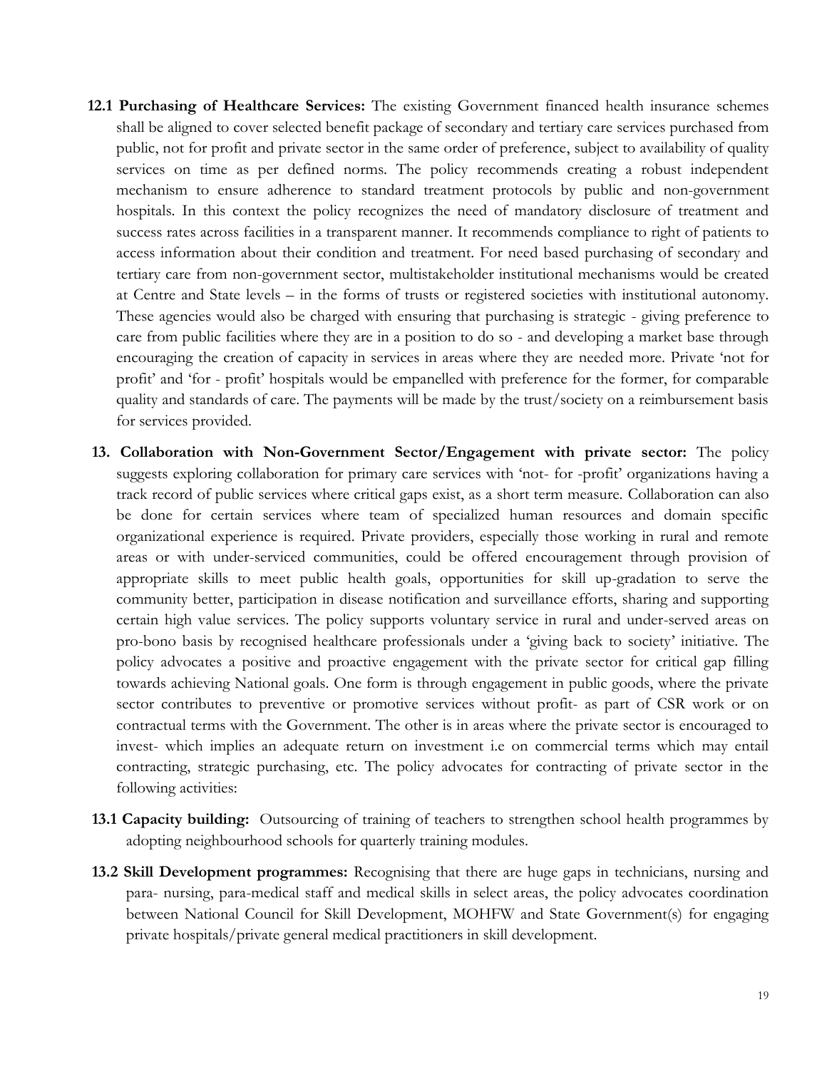**12.1 Purchasing of Healthcare Services:** The existing Government financed health insurance schemes shall be aligned to cover selected benefit package of secondary and tertiary care services purchased from public, not for profit and private sector in the same order of preference, subject to availability of quality services on time as per defined norms. The policy recommends creating a robust independent mechanism to ensure adherence to standard treatment protocols by public and non-government hospitals. In this context the policy recognizes the need of mandatory disclosure of treatment and success rates across facilities in a transparent manner. It recommends compliance to right of patients to access information about their condition and treatment. For need based purchasing of secondary and tertiary care from non-government sector, multistakeholder institutional mechanisms would be created at Centre and State levels – in the forms of trusts or registered societies with institutional autonomy. These agencies would also be charged with ensuring that purchasing is strategic - giving preference to care from public facilities where they are in a position to do so - and developing a market base through encouraging the creation of capacity in services in areas where they are needed more. Private 'not for profit' and 'for - profit' hospitals would be empanelled with preference for the former, for comparable quality and standards of care. The payments will be made by the trust/society on a reimbursement basis for services provided.

**13. Collaboration with Non-Government Sector/Engagement with private sector:** The policy suggests exploring collaboration for primary care services with 'not- for -profit' organizations having a track record of public services where critical gaps exist, as a short term measure. Collaboration can also be done for certain services where team of specialized human resources and domain specific organizational experience is required. Private providers, especially those working in rural and remote areas or with under-serviced communities, could be offered encouragement through provision of appropriate skills to meet public health goals, opportunities for skill up-gradation to serve the community better, participation in disease notification and surveillance efforts, sharing and supporting certain high value services. The policy supports voluntary service in rural and under-served areas on pro-bono basis by recognised healthcare professionals under a 'giving back to society' initiative. The policy advocates a positive and proactive engagement with the private sector for critical gap filling towards achieving National goals. One form is through engagement in public goods, where the private sector contributes to preventive or promotive services without profit- as part of CSR work or on contractual terms with the Government. The other is in areas where the private sector is encouraged to invest- which implies an adequate return on investment i.e on commercial terms which may entail contracting, strategic purchasing, etc. The policy advocates for contracting of private sector in the following activities:

**13.1 Capacity building:** Outsourcing of training of teachers to strengthen school health programmes by adopting neighbourhood schools for quarterly training modules.

**13.2 Skill Development programmes:** Recognising that there are huge gaps in technicians, nursing and para- nursing, para-medical staff and medical skills in select areas, the policy advocates coordination between National Council for Skill Development, MOHFW and State Government(s) for engaging private hospitals/private general medical practitioners in skill development.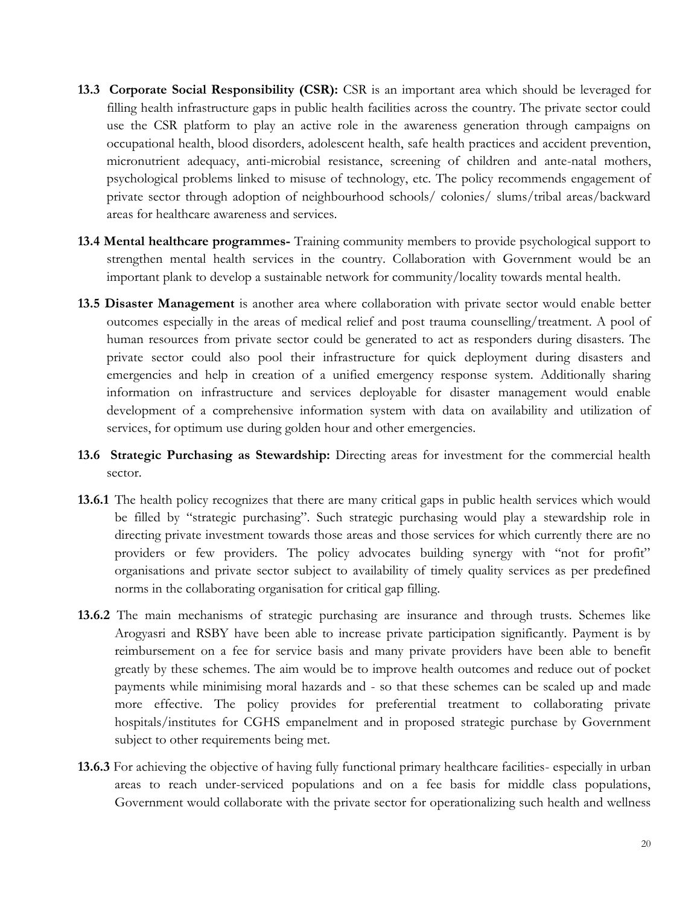**13.3 Corporate Social Responsibility (CSR):** CSR is an important area which should be leveraged for filling health infrastructure gaps in public health facilities across the country. The private sector could use the CSR platform to play an active role in the awareness generation through campaigns on occupational health, blood disorders, adolescent health, safe health practices and accident prevention, micronutrient adequacy, anti-microbial resistance, screening of children and ante-natal mothers, psychological problems linked to misuse of technology, etc. The policy recommends engagement of private sector through adoption of neighbourhood schools/ colonies/ slums/tribal areas/backward areas for healthcare awareness and services.

**13.4 Mental healthcare programmes-** Training community members to provide psychological support to strengthen mental health services in the country. Collaboration with Government would be an important plank to develop a sustainable network for community/locality towards mental health.

**13.5 Disaster Management** is another area where collaboration with private sector would enable better outcomes especially in the areas of medical relief and post trauma counselling/treatment. A pool of human resources from private sector could be generated to act as responders during disasters. The private sector could also pool their infrastructure for quick deployment during disasters and emergencies and help in creation of a unified emergency response system. Additionally sharing information on infrastructure and services deployable for disaster management would enable development of a comprehensive information system with data on availability and utilization of services, for optimum use during golden hour and other emergencies.

**13.6 Strategic Purchasing as Stewardship:** Directing areas for investment for the commercial health sector.

**13.6.1** The health policy recognizes that there are many critical gaps in public health services which would be filled by "strategic purchasing". Such strategic purchasing would play a stewardship role in directing private investment towards those areas and those services for which currently there are no providers or few providers. The policy advocates building synergy with "not for profit" organisations and private sector subject to availability of timely quality services as per predefined norms in the collaborating organisation for critical gap filling.

**13.6.2** The main mechanisms of strategic purchasing are insurance and through trusts. Schemes like Arogyasri and RSBY have been able to increase private participation significantly. Payment is by reimbursement on a fee for service basis and many private providers have been able to benefit greatly by these schemes. The aim would be to improve health outcomes and reduce out of pocket payments while minimising moral hazards and - so that these schemes can be scaled up and made more effective. The policy provides for preferential treatment to collaborating private hospitals/institutes for CGHS empanelment and in proposed strategic purchase by Government subject to other requirements being met.

**13.6.3** For achieving the objective of having fully functional primary healthcare facilities- especially in urban areas to reach under-serviced populations and on a fee basis for middle class populations, Government would collaborate with the private sector for operationalizing such health and wellness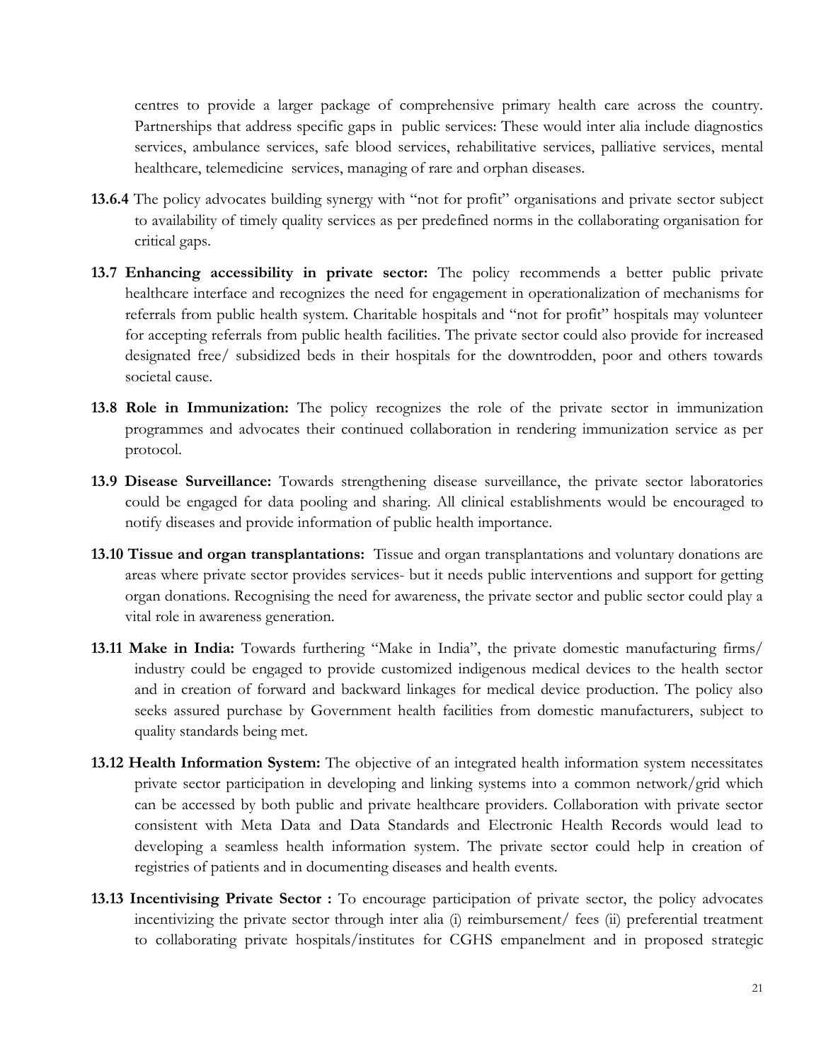centres to provide a larger package of comprehensive primary health care across the country. Partnerships that address specific gaps in public services: These would inter alia include diagnostics services, ambulance services, safe blood services, rehabilitative services, palliative services, mental healthcare, telemedicine services, managing of rare and orphan diseases.

**13.6.4** The policy advocates building synergy with "not for profit" organisations and private sector subject to availability of timely quality services as per predefined norms in the collaborating organisation for critical gaps.

**13.7 Enhancing accessibility in private sector:** The policy recommends a better public private healthcare interface and recognizes the need for engagement in operationalization of mechanisms for referrals from public health system. Charitable hospitals and "not for profit" hospitals may volunteer for accepting referrals from public health facilities. The private sector could also provide for increased designated free/ subsidized beds in their hospitals for the downtrodden, poor and others towards societal cause.

**13.8 Role in Immunization:** The policy recognizes the role of the private sector in immunization programmes and advocates their continued collaboration in rendering immunization service as per protocol.

**13.9 Disease Surveillance:** Towards strengthening disease surveillance, the private sector laboratories could be engaged for data pooling and sharing. All clinical establishments would be encouraged to notify diseases and provide information of public health importance.

**13.10 Tissue and organ transplantations:** Tissue and organ transplantations and voluntary donations are areas where private sector provides services- but it needs public interventions and support for getting organ donations. Recognising the need for awareness, the private sector and public sector could play a vital role in awareness generation.

**13.11 Make in India:** Towards furthering "Make in India", the private domestic manufacturing firms/ industry could be engaged to provide customized indigenous medical devices to the health sector and in creation of forward and backward linkages for medical device production. The policy also seeks assured purchase by Government health facilities from domestic manufacturers, subject to quality standards being met.

**13.12 Health Information System:** The objective of an integrated health information system necessitates private sector participation in developing and linking systems into a common network/grid which can be accessed by both public and private healthcare providers. Collaboration with private sector consistent with Meta Data and Data Standards and Electronic Health Records would lead to developing a seamless health information system. The private sector could help in creation of registries of patients and in documenting diseases and health events.

**13.13 Incentivising Private Sector :** To encourage participation of private sector, the policy advocates incentivizing the private sector through inter alia (i) reimbursement/ fees (ii) preferential treatment to collaborating private hospitals/institutes for CGHS empanelment and in proposed strategic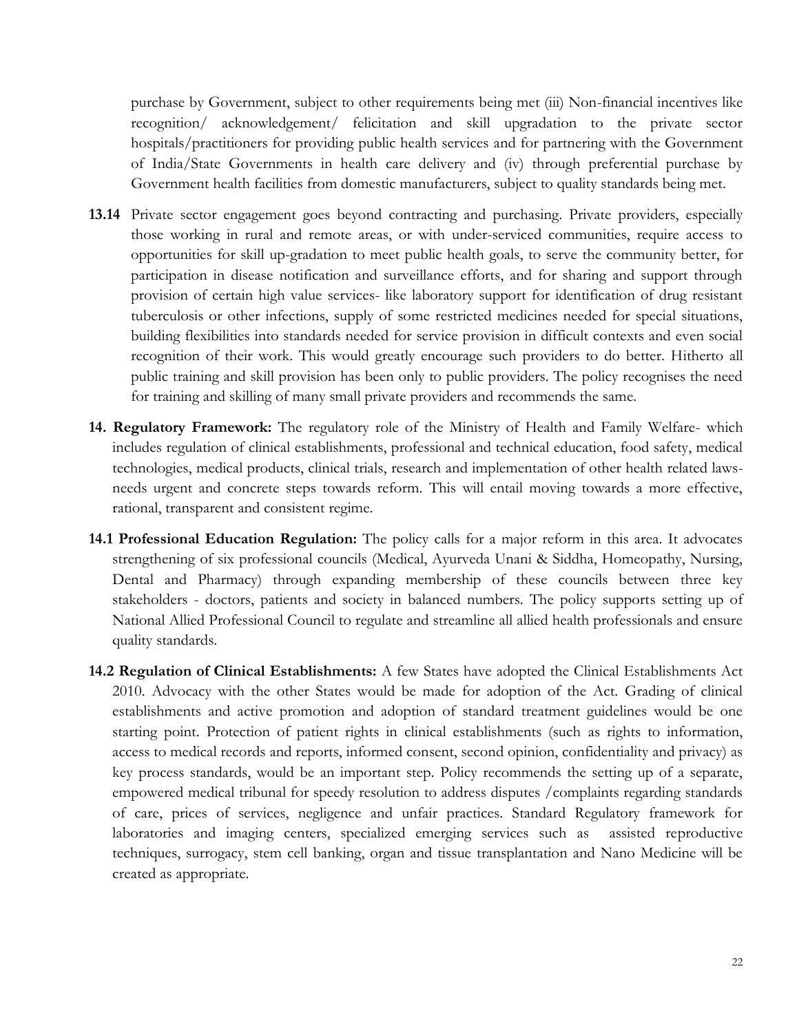purchase by Government, subject to other requirements being met (iii) Non-financial incentives like recognition/ acknowledgement/ felicitation and skill upgradation to the private sector hospitals/practitioners for providing public health services and for partnering with the Government of India/State Governments in health care delivery and (iv) through preferential purchase by Government health facilities from domestic manufacturers, subject to quality standards being met.

**13.14** Private sector engagement goes beyond contracting and purchasing. Private providers, especially those working in rural and remote areas, or with under-serviced communities, require access to opportunities for skill up-gradation to meet public health goals, to serve the community better, for participation in disease notification and surveillance efforts, and for sharing and support through provision of certain high value services- like laboratory support for identification of drug resistant tuberculosis or other infections, supply of some restricted medicines needed for special situations, building flexibilities into standards needed for service provision in difficult contexts and even social recognition of their work. This would greatly encourage such providers to do better. Hitherto all public training and skill provision has been only to public providers. The policy recognises the need for training and skilling of many small private providers and recommends the same.

**14. Regulatory Framework:** The regulatory role of the Ministry of Health and Family Welfare- which includes regulation of clinical establishments, professional and technical education, food safety, medical technologies, medical products, clinical trials, research and implementation of other health related laws- needs urgent and concrete steps towards reform. This will entail moving towards a more effective, rational, transparent and consistent regime.

**14.1 Professional Education Regulation:** The policy calls for a major reform in this area. It advocates strengthening of six professional councils (Medical, Ayurveda Unani & Siddha, Homeopathy, Nursing, Dental and Pharmacy) through expanding membership of these councils between three key stakeholders - doctors, patients and society in balanced numbers. The policy supports setting up of National Allied Professional Council to regulate and streamline all allied health professionals and ensure quality standards.

**14.2 Regulation of Clinical Establishments:** A few States have adopted the Clinical Establishments Act 2010. Advocacy with the other States would be made for adoption of the Act. Grading of clinical establishments and active promotion and adoption of standard treatment guidelines would be one starting point. Protection of patient rights in clinical establishments (such as rights to information, access to medical records and reports, informed consent, second opinion, confidentiality and privacy) as key process standards, would be an important step. Policy recommends the setting up of a separate, empowered medical tribunal for speedy resolution to address disputes /complaints regarding standards of care, prices of services, negligence and unfair practices. Standard Regulatory framework for laboratories and imaging centers, specialized emerging services such as assisted reproductive techniques, surrogacy, stem cell banking, organ and tissue transplantation and Nano Medicine will be created as appropriate.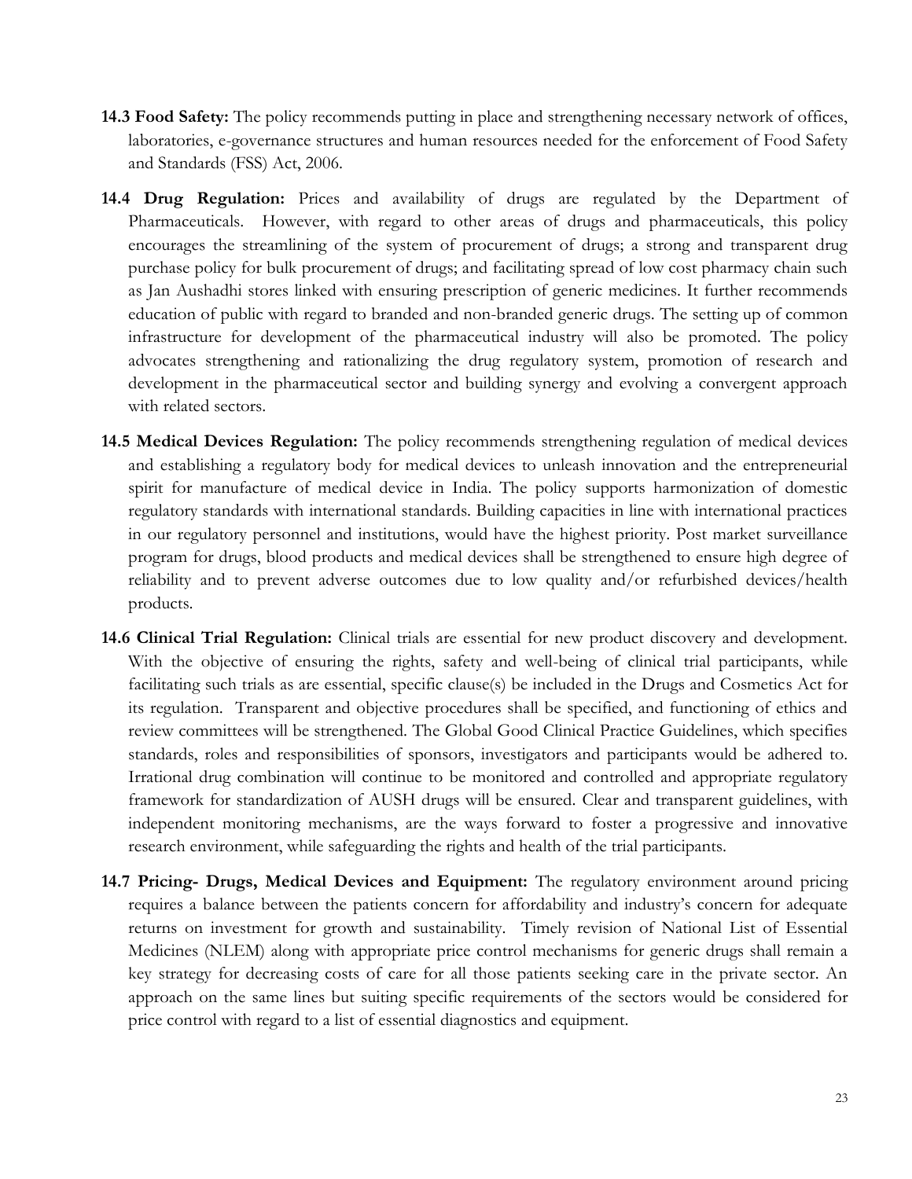**14.3 Food Safety:** The policy recommends putting in place and strengthening necessary network of offices, laboratories, e-governance structures and human resources needed for the enforcement of Food Safety and Standards (FSS) Act, 2006.

**14.4 Drug Regulation:** Prices and availability of drugs are regulated by the Department of Pharmaceuticals. However, with regard to other areas of drugs and pharmaceuticals, this policy encourages the streamlining of the system of procurement of drugs; a strong and transparent drug purchase policy for bulk procurement of drugs; and facilitating spread of low cost pharmacy chain such as Jan Aushadhi stores linked with ensuring prescription of generic medicines. It further recommends education of public with regard to branded and non-branded generic drugs. The setting up of common infrastructure for development of the pharmaceutical industry will also be promoted. The policy advocates strengthening and rationalizing the drug regulatory system, promotion of research and development in the pharmaceutical sector and building synergy and evolving a convergent approach with related sectors.

**14.5 Medical Devices Regulation:** The policy recommends strengthening regulation of medical devices and establishing a regulatory body for medical devices to unleash innovation and the entrepreneurial spirit for manufacture of medical device in India. The policy supports harmonization of domestic regulatory standards with international standards. Building capacities in line with international practices in our regulatory personnel and institutions, would have the highest priority. Post market surveillance program for drugs, blood products and medical devices shall be strengthened to ensure high degree of reliability and to prevent adverse outcomes due to low quality and/or refurbished devices/health products.

**14.6 Clinical Trial Regulation:** Clinical trials are essential for new product discovery and development. With the objective of ensuring the rights, safety and well-being of clinical trial participants, while facilitating such trials as are essential, specific clause(s) be included in the Drugs and Cosmetics Act for its regulation. Transparent and objective procedures shall be specified, and functioning of ethics and review committees will be strengthened. The Global Good Clinical Practice Guidelines, which specifies standards, roles and responsibilities of sponsors, investigators and participants would be adhered to. Irrational drug combination will continue to be monitored and controlled and appropriate regulatory framework for standardization of AUSH drugs will be ensured. Clear and transparent guidelines, with independent monitoring mechanisms, are the ways forward to foster a progressive and innovative research environment, while safeguarding the rights and health of the trial participants.

**14.7 Pricing- Drugs, Medical Devices and Equipment:** The regulatory environment around pricing requires a balance between the patients concern for affordability and industry's concern for adequate returns on investment for growth and sustainability. Timely revision of National List of Essential Medicines (NLEM) along with appropriate price control mechanisms for generic drugs shall remain a key strategy for decreasing costs of care for all those patients seeking care in the private sector. An approach on the same lines but suiting specific requirements of the sectors would be considered for price control with regard to a list of essential diagnostics and equipment.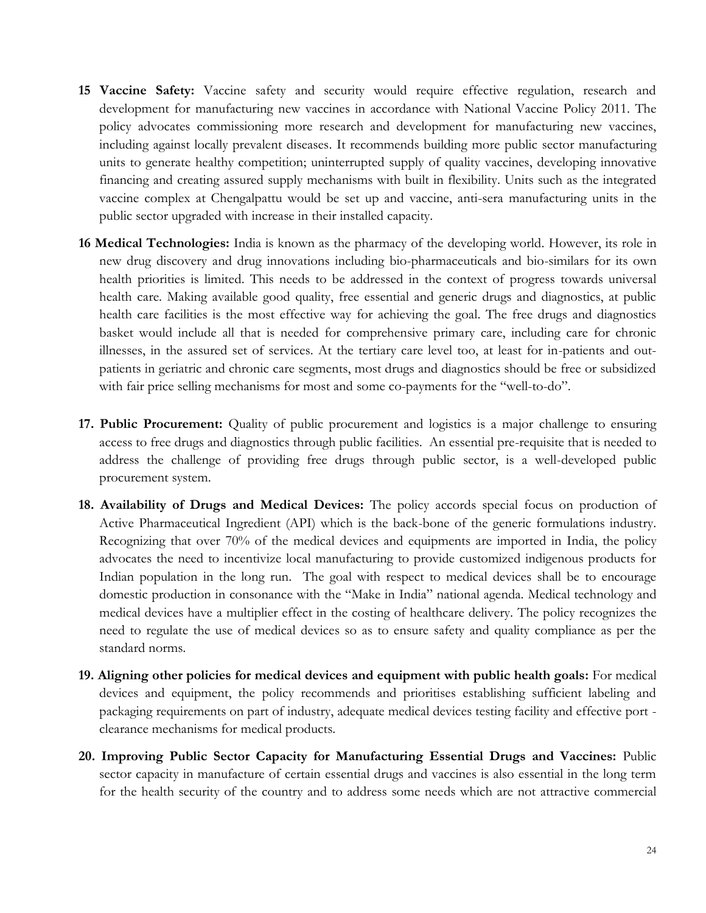**15 Vaccine Safety:** Vaccine safety and security would require effective regulation, research and development for manufacturing new vaccines in accordance with National Vaccine Policy 2011. The policy advocates commissioning more research and development for manufacturing new vaccines, including against locally prevalent diseases. It recommends building more public sector manufacturing units to generate healthy competition; uninterrupted supply of quality vaccines, developing innovative financing and creating assured supply mechanisms with built in flexibility. Units such as the integrated vaccine complex at Chengalpattu would be set up and vaccine, anti-sera manufacturing units in the public sector upgraded with increase in their installed capacity.

**16 Medical Technologies:** India is known as the pharmacy of the developing world. However, its role in new drug discovery and drug innovations including bio-pharmaceuticals and bio-similars for its own health priorities is limited. This needs to be addressed in the context of progress towards universal health care. Making available good quality, free essential and generic drugs and diagnostics, at public health care facilities is the most effective way for achieving the goal. The free drugs and diagnostics basket would include all that is needed for comprehensive primary care, including care for chronic illnesses, in the assured set of services. At the tertiary care level too, at least for in-patients and out-patients in geriatric and chronic care segments, most drugs and diagnostics should be free or subsidized with fair price selling mechanisms for most and some co-payments for the "well-to-do".

**17. Public Procurement:** Quality of public procurement and logistics is a major challenge to ensuring access to free drugs and diagnostics through public facilities. An essential pre-requisite that is needed to address the challenge of providing free drugs through public sector, is a well-developed public procurement system.

**18. Availability of Drugs and Medical Devices:** The policy accords special focus on production of Active Pharmaceutical Ingredient (API) which is the back-bone of the generic formulations industry. Recognizing that over 70% of the medical devices and equipments are imported in India, the policy advocates the need to incentivize local manufacturing to provide customized indigenous products for Indian population in the long run. The goal with respect to medical devices shall be to encourage domestic production in consonance with the "Make in India" national agenda. Medical technology and medical devices have a multiplier effect in the costing of healthcare delivery. The policy recognizes the need to regulate the use of medical devices so as to ensure safety and quality compliance as per the standard norms.

**19. Aligning other policies for medical devices and equipment with public health goals:** For medical devices and equipment, the policy recommends and prioritises establishing sufficient labeling and packaging requirements on part of industry, adequate medical devices testing facility and effective port - clearance mechanisms for medical products.

**20. Improving Public Sector Capacity for Manufacturing Essential Drugs and Vaccines:** Public sector capacity in manufacture of certain essential drugs and vaccines is also essential in the long term for the health security of the country and to address some needs which are not attractive commercial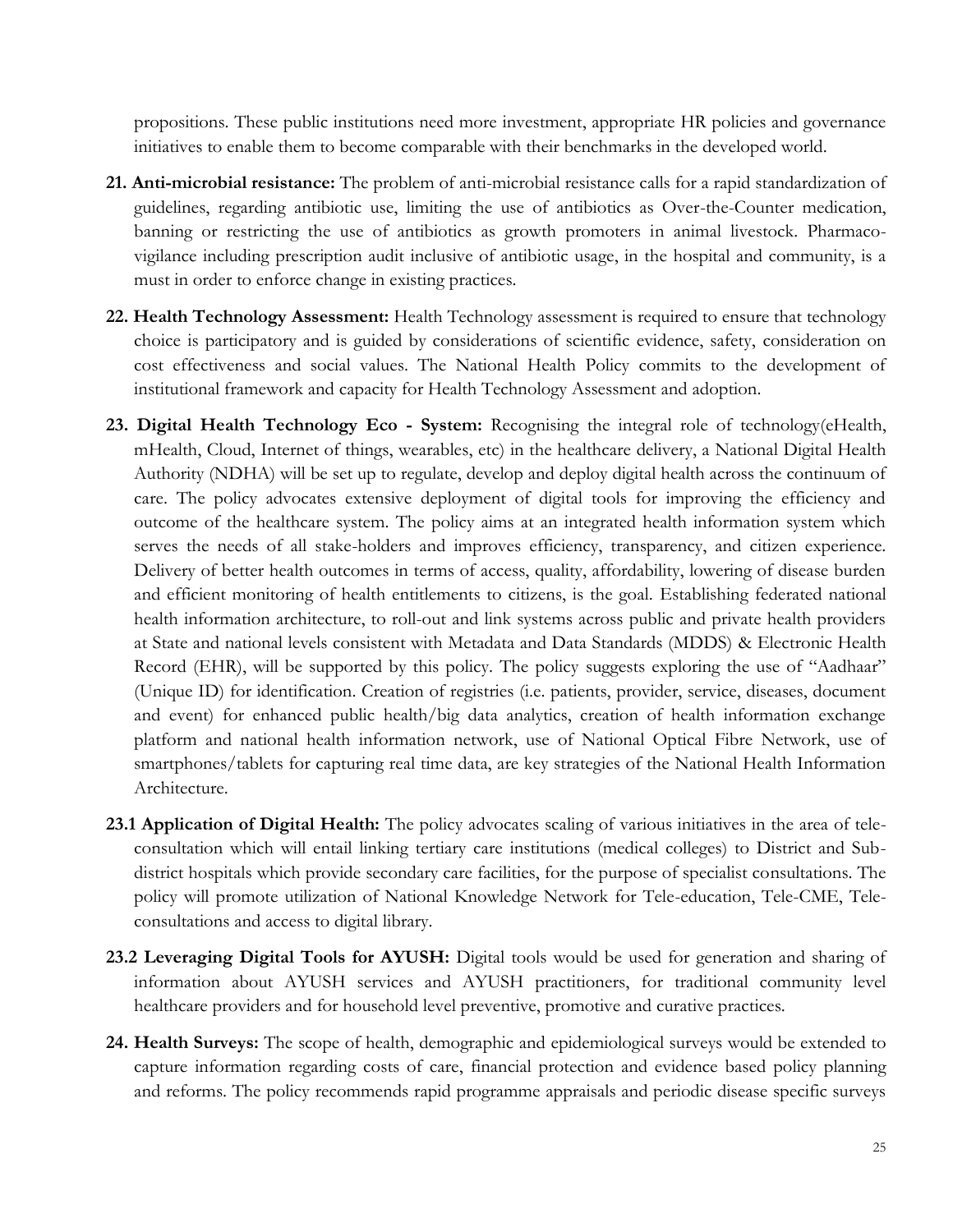propositions. These public institutions need more investment, appropriate HR policies and governance initiatives to enable them to become comparable with their benchmarks in the developed world.

**21. Anti-microbial resistance:** The problem of anti-microbial resistance calls for a rapid standardization of guidelines, regarding antibiotic use, limiting the use of antibiotics as Over-the-Counter medication, banning or restricting the use of antibiotics as growth promoters in animal livestock. Pharmaco-vigilance including prescription audit inclusive of antibiotic usage, in the hospital and community, is a must in order to enforce change in existing practices.

**22. Health Technology Assessment:** Health Technology assessment is required to ensure that technology choice is participatory and is guided by considerations of scientific evidence, safety, consideration on cost effectiveness and social values. The National Health Policy commits to the development of institutional framework and capacity for Health Technology Assessment and adoption.

**23. Digital Health Technology Eco - System:** Recognising the integral role of technology(eHealth, mHealth, Cloud, Internet of things, wearables, etc) in the healthcare delivery, a National Digital Health Authority (NDHA) will be set up to regulate, develop and deploy digital health across the continuum of care. The policy advocates extensive deployment of digital tools for improving the efficiency and outcome of the healthcare system. The policy aims at an integrated health information system which serves the needs of all stake-holders and improves efficiency, transparency, and citizen experience. Delivery of better health outcomes in terms of access, quality, affordability, lowering of disease burden and efficient monitoring of health entitlements to citizens, is the goal. Establishing federated national health information architecture, to roll-out and link systems across public and private health providers at State and national levels consistent with Metadata and Data Standards (MDDS) & Electronic Health Record (EHR), will be supported by this policy. The policy suggests exploring the use of "Aadhaar" (Unique ID) for identification. Creation of registries (i.e. patients, provider, service, diseases, document and event) for enhanced public health/big data analytics, creation of health information exchange platform and national health information network, use of National Optical Fibre Network, use of smartphones/tablets for capturing real time data, are key strategies of the National Health Information Architecture.

**23.1 Application of Digital Health:** The policy advocates scaling of various initiatives in the area of tele-consultation which will entail linking tertiary care institutions (medical colleges) to District and Sub-district hospitals which provide secondary care facilities, for the purpose of specialist consultations. The policy will promote utilization of National Knowledge Network for Tele-education, Tele-CME, Tele-consultations and access to digital library.

**23.2 Leveraging Digital Tools for AYUSH:** Digital tools would be used for generation and sharing of information about AYUSH services and AYUSH practitioners, for traditional community level healthcare providers and for household level preventive, promotive and curative practices.

**24. Health Surveys:** The scope of health, demographic and epidemiological surveys would be extended to capture information regarding costs of care, financial protection and evidence based policy planning and reforms. The policy recommends rapid programme appraisals and periodic disease specific surveys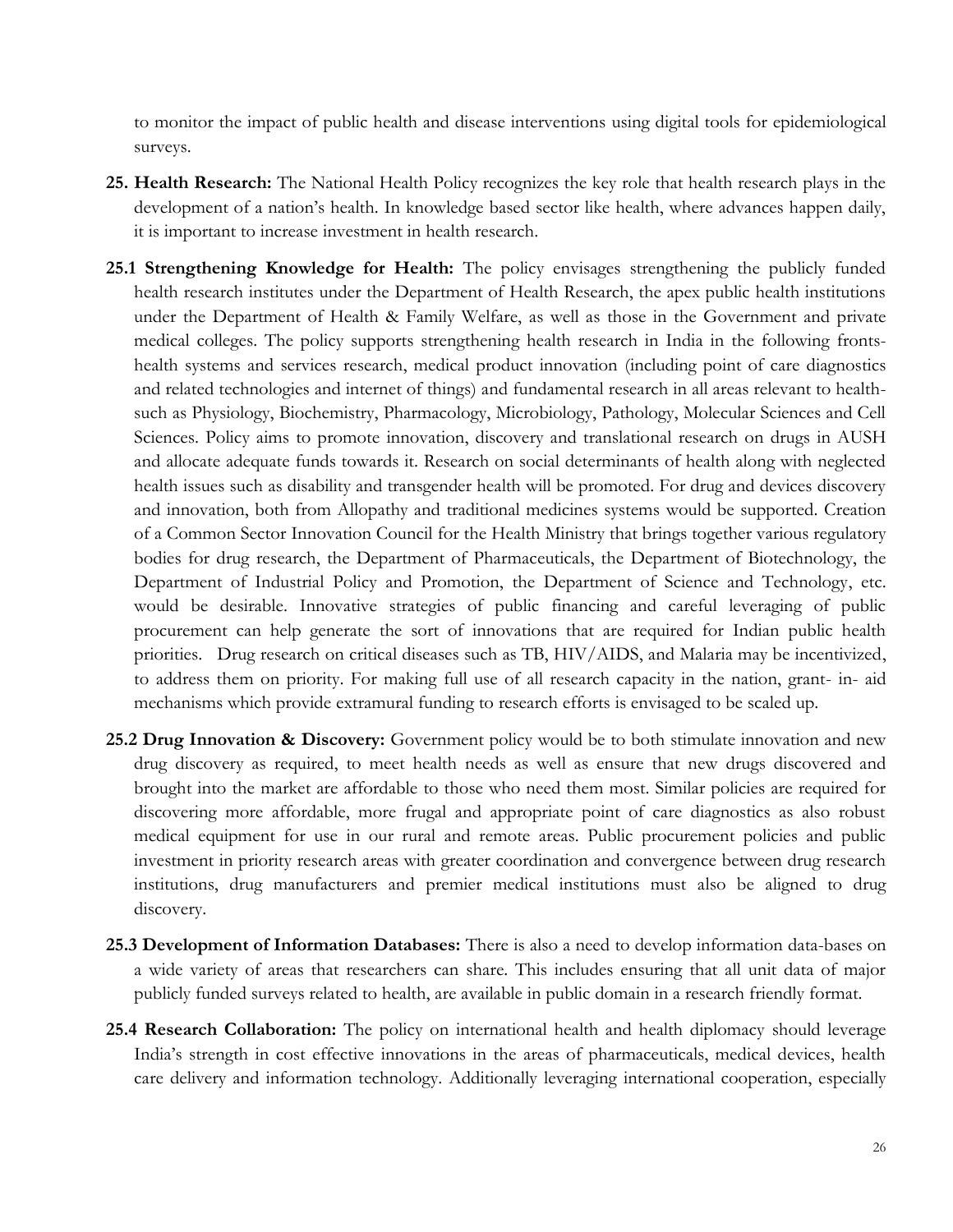to monitor the impact of public health and disease interventions using digital tools for epidemiological surveys.

**25. Health Research:** The National Health Policy recognizes the key role that health research plays in the development of a nation's health. In knowledge based sector like health, where advances happen daily, it is important to increase investment in health research.

**25.1 Strengthening Knowledge for Health:** The policy envisages strengthening the publicly funded health research institutes under the Department of Health Research, the apex public health institutions under the Department of Health & Family Welfare, as well as those in the Government and private medical colleges. The policy supports strengthening health research in India in the following fronts- health systems and services research, medical product innovation (including point of care diagnostics and related technologies and internet of things) and fundamental research in all areas relevant to health- such as Physiology, Biochemistry, Pharmacology, Microbiology, Pathology, Molecular Sciences and Cell Sciences. Policy aims to promote innovation, discovery and translational research on drugs in AUSH and allocate adequate funds towards it. Research on social determinants of health along with neglected health issues such as disability and transgender health will be promoted. For drug and devices discovery and innovation, both from Allopathy and traditional medicines systems would be supported. Creation of a Common Sector Innovation Council for the Health Ministry that brings together various regulatory bodies for drug research, the Department of Pharmaceuticals, the Department of Biotechnology, the Department of Industrial Policy and Promotion, the Department of Science and Technology, etc. would be desirable. Innovative strategies of public financing and careful leveraging of public procurement can help generate the sort of innovations that are required for Indian public health priorities. Drug research on critical diseases such as TB, HIV/AIDS, and Malaria may be incentivized, to address them on priority. For making full use of all research capacity in the nation, grant- in- aid mechanisms which provide extramural funding to research efforts is envisaged to be scaled up.

**25.2 Drug Innovation & Discovery:** Government policy would be to both stimulate innovation and new drug discovery as required, to meet health needs as well as ensure that new drugs discovered and brought into the market are affordable to those who need them most. Similar policies are required for discovering more affordable, more frugal and appropriate point of care diagnostics as also robust medical equipment for use in our rural and remote areas. Public procurement policies and public investment in priority research areas with greater coordination and convergence between drug research institutions, drug manufacturers and premier medical institutions must also be aligned to drug discovery.

**25.3 Development of Information Databases:** There is also a need to develop information data-bases on a wide variety of areas that researchers can share. This includes ensuring that all unit data of major publicly funded surveys related to health, are available in public domain in a research friendly format.

**25.4 Research Collaboration:** The policy on international health and health diplomacy should leverage India's strength in cost effective innovations in the areas of pharmaceuticals, medical devices, health care delivery and information technology. Additionally leveraging international cooperation, especially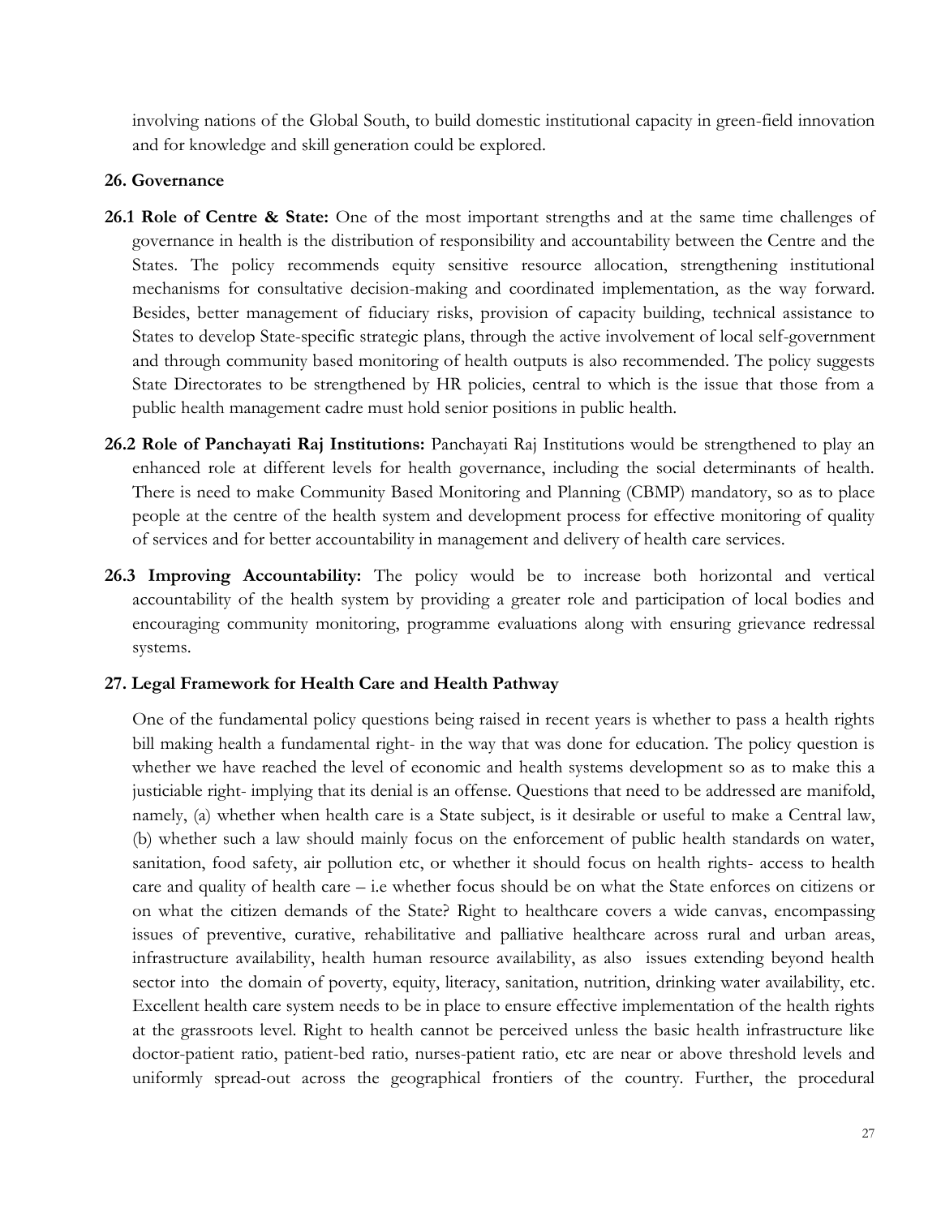involving nations of the Global South, to build domestic institutional capacity in green-field innovation and for knowledge and skill generation could be explored.

## 26. Governance

**26.1 Role of Centre & State:** One of the most important strengths and at the same time challenges of governance in health is the distribution of responsibility and accountability between the Centre and the States. The policy recommends equity sensitive resource allocation, strengthening institutional mechanisms for consultative decision-making and coordinated implementation, as the way forward. Besides, better management of fiduciary risks, provision of capacity building, technical assistance to States to develop State-specific strategic plans, through the active involvement of local self-government and through community based monitoring of health outputs is also recommended. The policy suggests State Directorates to be strengthened by HR policies, central to which is the issue that those from a public health management cadre must hold senior positions in public health.

**26.2 Role of Panchayati Raj Institutions:** Panchayati Raj Institutions would be strengthened to play an enhanced role at different levels for health governance, including the social determinants of health. There is need to make Community Based Monitoring and Planning (CBMP) mandatory, so as to place people at the centre of the health system and development process for effective monitoring of quality of services and for better accountability in management and delivery of health care services.

**26.3 Improving Accountability:** The policy would be to increase both horizontal and vertical accountability of the health system by providing a greater role and participation of local bodies and encouraging community monitoring, programme evaluations along with ensuring grievance redressal systems.

## 27. Legal Framework for Health Care and Health Pathway

One of the fundamental policy questions being raised in recent years is whether to pass a health rights bill making health a fundamental right- in the way that was done for education. The policy question is whether we have reached the level of economic and health systems development so as to make this a justiciable right- implying that its denial is an offense. Questions that need to be addressed are manifold, namely, (a) whether when health care is a State subject, is it desirable or useful to make a Central law, (b) whether such a law should mainly focus on the enforcement of public health standards on water, sanitation, food safety, air pollution etc, or whether it should focus on health rights- access to health care and quality of health care – i.e whether focus should be on what the State enforces on citizens or on what the citizen demands of the State? Right to healthcare covers a wide canvas, encompassing issues of preventive, curative, rehabilitative and palliative healthcare across rural and urban areas, infrastructure availability, health human resource availability, as also issues extending beyond health sector into the domain of poverty, equity, literacy, sanitation, nutrition, drinking water availability, etc. Excellent health care system needs to be in place to ensure effective implementation of the health rights at the grassroots level. Right to health cannot be perceived unless the basic health infrastructure like doctor-patient ratio, patient-bed ratio, nurses-patient ratio, etc are near or above threshold levels and uniformly spread-out across the geographical frontiers of the country. Further, the procedural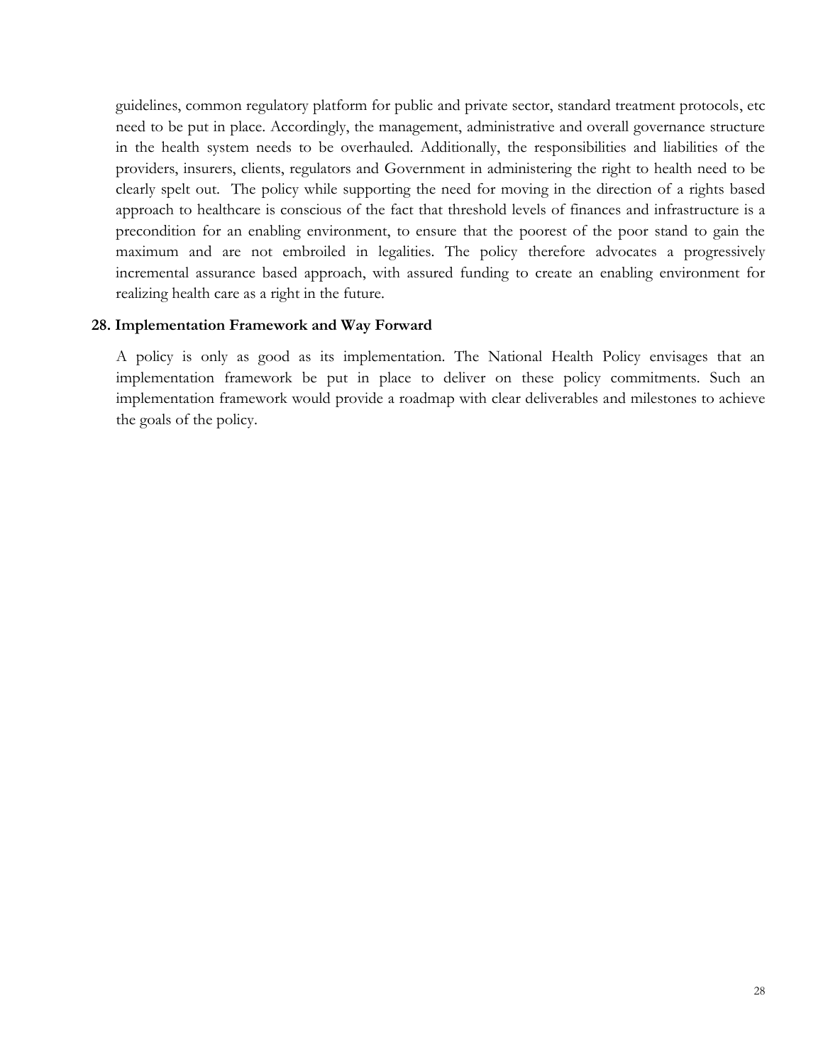guidelines, common regulatory platform for public and private sector, standard treatment protocols, etc need to be put in place. Accordingly, the management, administrative and overall governance structure in the health system needs to be overhauled. Additionally, the responsibilities and liabilities of the providers, insurers, clients, regulators and Government in administering the right to health need to be clearly spelt out. The policy while supporting the need for moving in the direction of a rights based approach to healthcare is conscious of the fact that threshold levels of finances and infrastructure is a precondition for an enabling environment, to ensure that the poorest of the poor stand to gain the maximum and are not embroiled in legalities. The policy therefore advocates a progressively incremental assurance based approach, with assured funding to create an enabling environment for realizing health care as a right in the future.

## 28. Implementation Framework and Way Forward

A policy is only as good as its implementation. The National Health Policy envisages that an implementation framework be put in place to deliver on these policy commitments. Such an implementation framework would provide a roadmap with clear deliverables and milestones to achieve the goals of the policy.